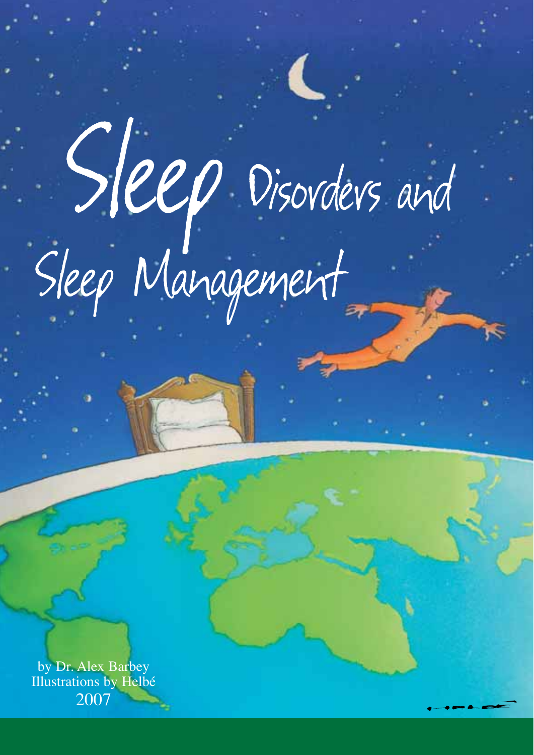# Sleep Disorders and Sleep Management

by Dr. Alex Barbey
Illustrations by Helbé
2007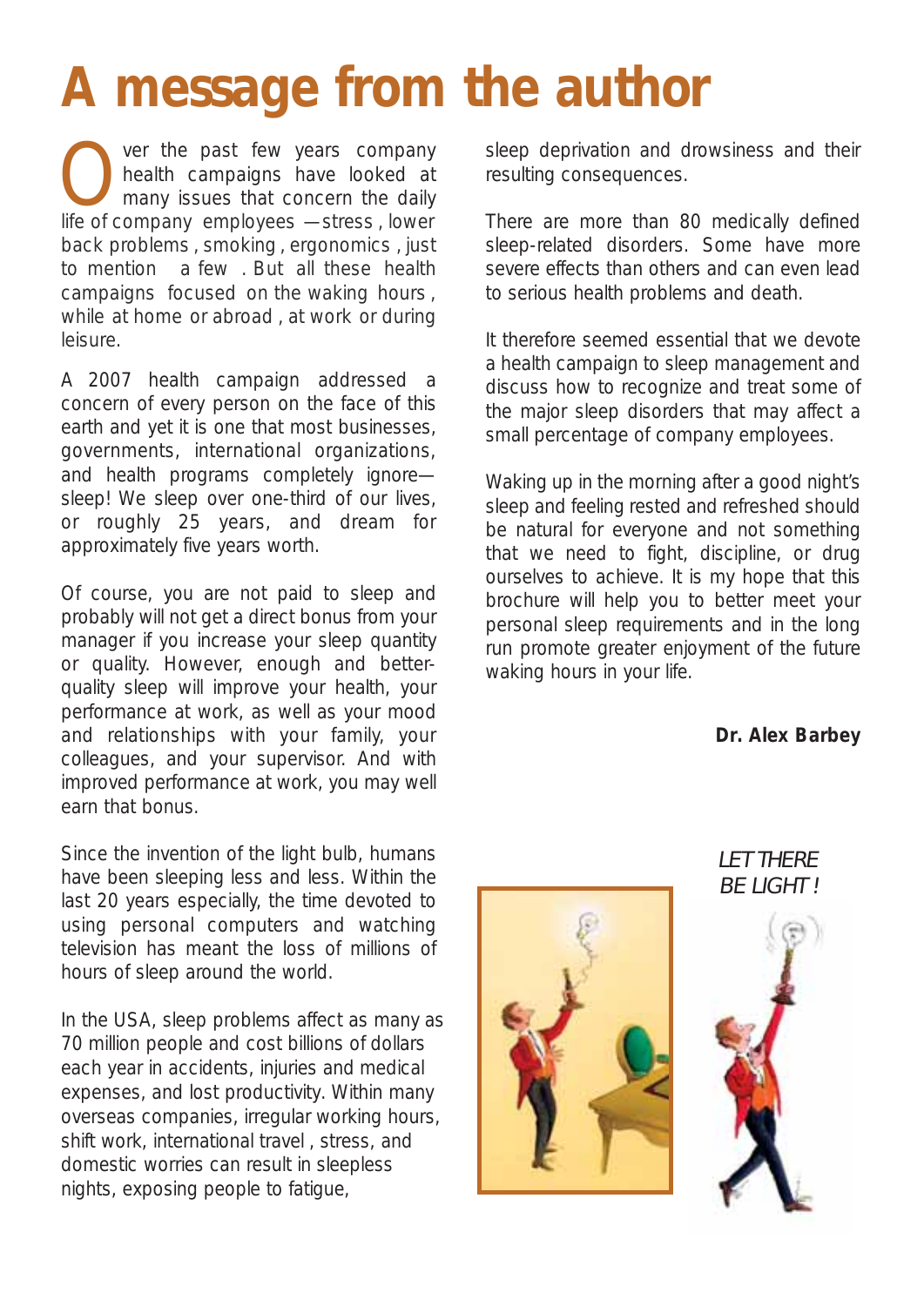# A message from the author

Over the past few years company health campaigns have looked at many issues that concern the daily life of company employees —stress , lower back problems , smoking , ergonomics , just to mention a few . But all these health campaigns focused on the waking hours , while at home or abroad , at work or during leisure.

A 2007 health campaign addressed a concern of every person on the face of this earth and yet it is one that most businesses, governments, international organizations, and health programs completely ignore—sleep! We sleep over one-third of our lives, or roughly 25 years, and dream for approximately five years worth.

Of course, you are not paid to sleep and probably will not get a direct bonus from your manager if you increase your sleep quantity or quality. However, enough and better-quality sleep will improve your health, your performance at work, as well as your mood and relationships with your family, your colleagues, and your supervisor. And with improved performance at work, you may well earn that bonus.

Since the invention of the light bulb, humans have been sleeping less and less. Within the last 20 years especially, the time devoted to using personal computers and watching television has meant the loss of millions of hours of sleep around the world.

In the USA, sleep problems affect as many as 70 million people and cost billions of dollars each year in accidents, injuries and medical expenses, and lost productivity. Within many overseas companies, irregular working hours, shift work, international travel , stress, and domestic worries can result in sleepless nights, exposing people to fatigue, sleep deprivation and drowsiness and their resulting consequences.

There are more than 80 medically defined sleep-related disorders. Some have more severe effects than others and can even lead to serious health problems and death.

It therefore seemed essential that we devote a health campaign to sleep management and discuss how to recognize and treat some of the major sleep disorders that may affect a small percentage of company employees.

Waking up in the morning after a good night's sleep and feeling rested and refreshed should be natural for everyone and not something that we need to fight, discipline, or drug ourselves to achieve. It is my hope that this brochure will help you to better meet your personal sleep requirements and in the long run promote greater enjoyment of the future waking hours in your life.

**Dr. Alex Barbey**

*LET THERE BE LIGHT !*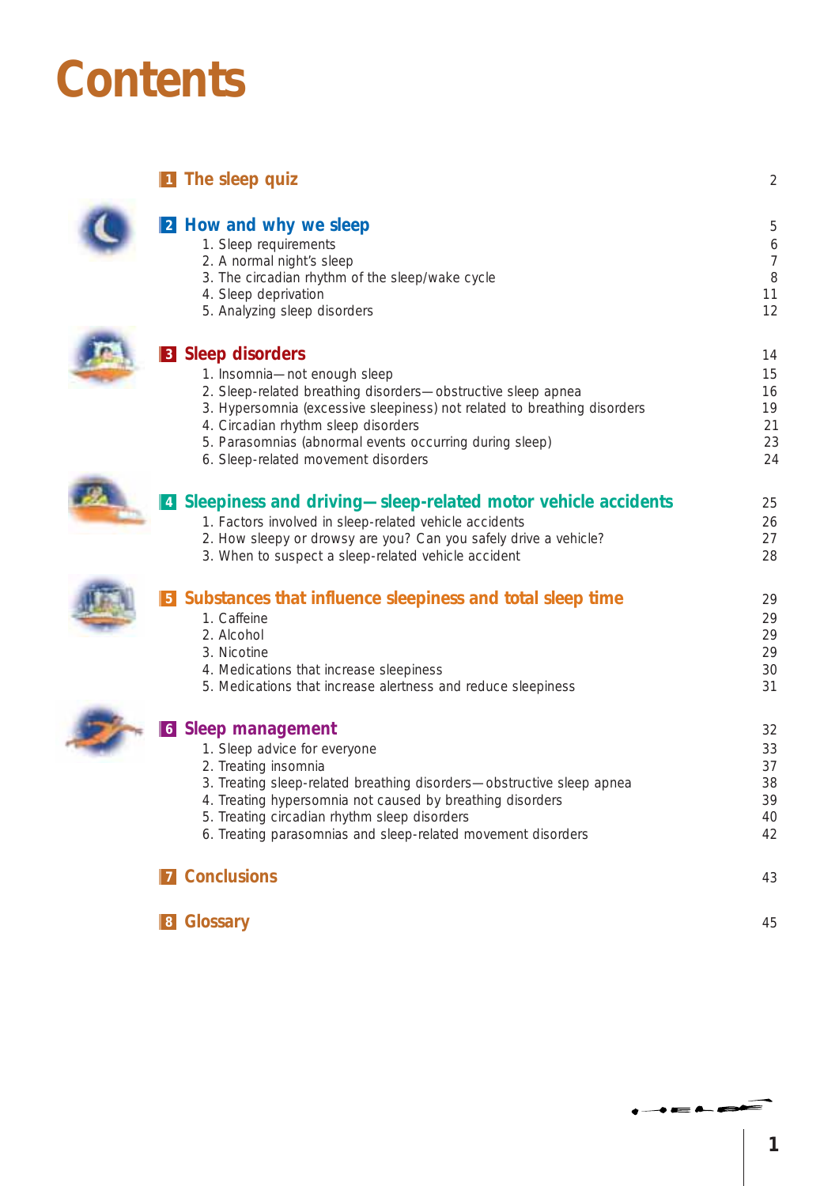# Contents

| | | |
|---|---|---|
| **1** | **The sleep quiz** | 2 |
| **2** | **How and why we sleep** | 5 |
| | 1. Sleep requirements | 6 |
| | 2. A normal night's sleep | 7 |
| | 3. The circadian rhythm of the sleep/wake cycle | 8 |
| | 4. Sleep deprivation | 11 |
| | 5. Analyzing sleep disorders | 12 |
| **3** | **Sleep disorders** | 14 |
| | 1. Insomnia—not enough sleep | 15 |
| | 2. Sleep-related breathing disorders—obstructive sleep apnea | 16 |
| | 3. Hypersomnia (excessive sleepiness) not related to breathing disorders | 19 |
| | 4. Circadian rhythm sleep disorders | 21 |
| | 5. Parasomnias (abnormal events occurring during sleep) | 23 |
| | 6. Sleep-related movement disorders | 24 |
| **4** | **Sleepiness and driving—sleep-related motor vehicle accidents** | 25 |
| | 1. Factors involved in sleep-related vehicle accidents | 26 |
| | 2. How sleepy or drowsy are you? Can you safely drive a vehicle? | 27 |
| | 3. When to suspect a sleep-related vehicle accident | 28 |
| **5** | **Substances that influence sleepiness and total sleep time** | 29 |
| | 1. Caffeine | 29 |
| | 2. Alcohol | 29 |
| | 3. Nicotine | 29 |
| | 4. Medications that increase sleepiness | 30 |
| | 5. Medications that increase alertness and reduce sleepiness | 31 |
| **6** | **Sleep management** | 32 |
| | 1. Sleep advice for everyone | 33 |
| | 2. Treating insomnia | 37 |
| | 3. Treating sleep-related breathing disorders—obstructive sleep apnea | 38 |
| | 4. Treating hypersomnia not caused by breathing disorders | 39 |
| | 5. Treating circadian rhythm sleep disorders | 40 |
| | 6. Treating parasomnias and sleep-related movement disorders | 42 |
| **7** | **Conclusions** | 43 |
| **8** | **Glossary** | 45 |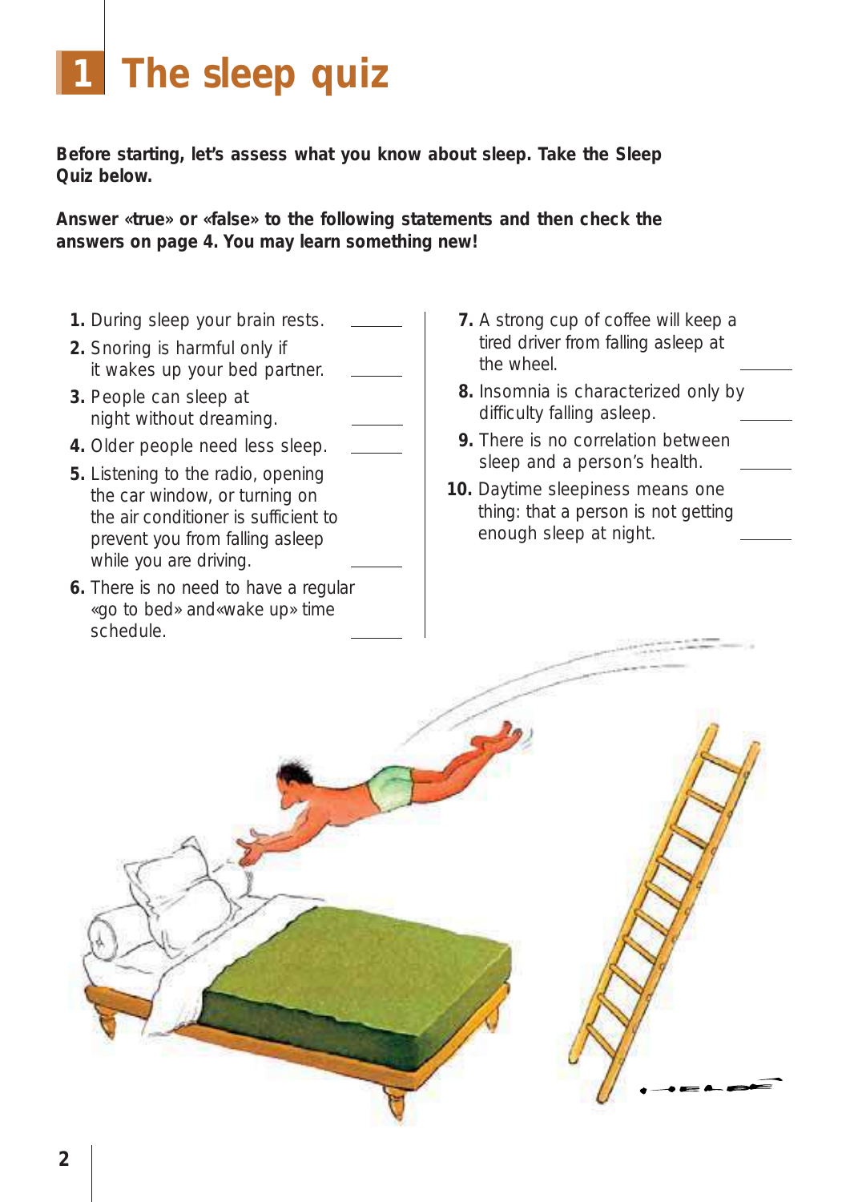# 1 The sleep quiz

**Before starting, let's assess what you know about sleep. Take the Sleep Quiz below.**

**Answer «true» or «false» to the following statements and then check the answers on page 4. You may learn something new!**

1. During sleep your brain rests. ______
2. Snoring is harmful only if it wakes up your bed partner. ______
3. People can sleep at night without dreaming. ______
4. Older people need less sleep. ______
5. Listening to the radio, opening the car window, or turning on the air conditioner is sufficient to prevent you from falling asleep while you are driving. ______
6. There is no need to have a regular «go to bed» and«wake up» time schedule. ______
7. A strong cup of coffee will keep a tired driver from falling asleep at the wheel. ______
8. Insomnia is characterized only by difficulty falling asleep. ______
9. There is no correlation between sleep and a person's health. ______
10. Daytime sleepiness means one thing: that a person is not getting enough sleep at night. ______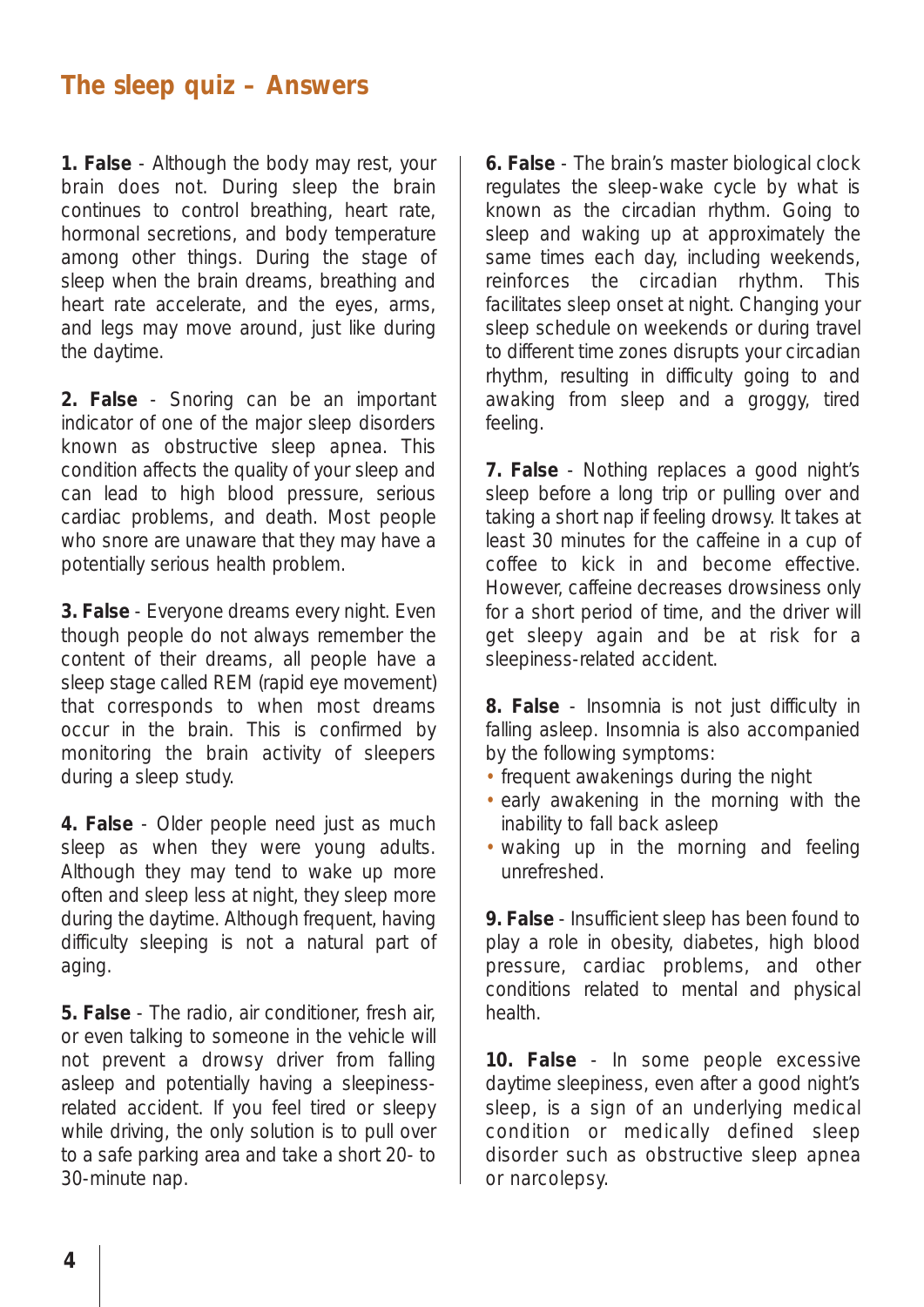## The sleep quiz – Answers

**1. False** - Although the body may rest, your brain does not. During sleep the brain continues to control breathing, heart rate, hormonal secretions, and body temperature among other things. During the stage of sleep when the brain dreams, breathing and heart rate accelerate, and the eyes, arms, and legs may move around, just like during the daytime.

**2. False** - Snoring can be an important indicator of one of the major sleep disorders known as obstructive sleep apnea. This condition affects the quality of your sleep and can lead to high blood pressure, serious cardiac problems, and death. Most people who snore are unaware that they may have a potentially serious health problem.

**3. False** - Everyone dreams every night. Even though people do not always remember the content of their dreams, all people have a sleep stage called REM (rapid eye movement) that corresponds to when most dreams occur in the brain. This is confirmed by monitoring the brain activity of sleepers during a sleep study.

**4. False** - Older people need just as much sleep as when they were young adults. Although they may tend to wake up more often and sleep less at night, they sleep more during the daytime. Although frequent, having difficulty sleeping is not a natural part of aging.

**5. False** - The radio, air conditioner, fresh air, or even talking to someone in the vehicle will not prevent a drowsy driver from falling asleep and potentially having a sleepiness-related accident. If you feel tired or sleepy while driving, the only solution is to pull over to a safe parking area and take a short 20- to 30-minute nap.

**6. False** - The brain's master biological clock regulates the sleep-wake cycle by what is known as the circadian rhythm. Going to sleep and waking up at approximately the same times each day, including weekends, reinforces the circadian rhythm. This facilitates sleep onset at night. Changing your sleep schedule on weekends or during travel to different time zones disrupts your circadian rhythm, resulting in difficulty going to and awaking from sleep and a groggy, tired feeling.

**7. False** - Nothing replaces a good night's sleep before a long trip or pulling over and taking a short nap if feeling drowsy. It takes at least 30 minutes for the caffeine in a cup of coffee to kick in and become effective. However, caffeine decreases drowsiness only for a short period of time, and the driver will get sleepy again and be at risk for a sleepiness-related accident.

**8. False** - Insomnia is not just difficulty in falling asleep. Insomnia is also accompanied by the following symptoms:

- frequent awakenings during the night
- early awakening in the morning with the inability to fall back asleep
- waking up in the morning and feeling unrefreshed.

**9. False** - Insufficient sleep has been found to play a role in obesity, diabetes, high blood pressure, cardiac problems, and other conditions related to mental and physical health.

**10. False** - In some people excessive daytime sleepiness, even after a good night's sleep, is a sign of an underlying medical condition or medically defined sleep disorder such as obstructive sleep apnea or narcolepsy.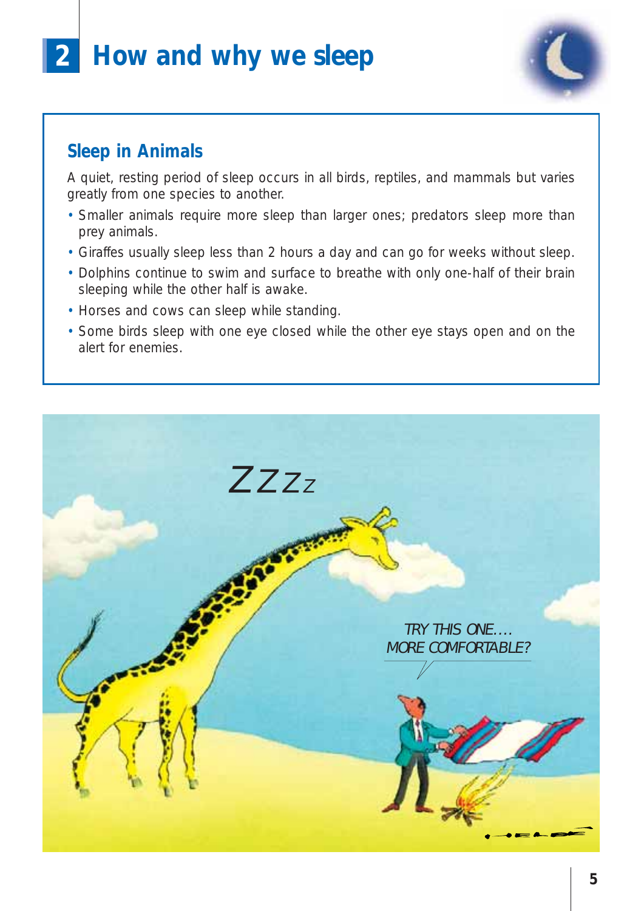# 2 How and why we sleep

## Sleep in Animals

A quiet, resting period of sleep occurs in all birds, reptiles, and mammals but varies greatly from one species to another.

- Smaller animals require more sleep than larger ones; predators sleep more than prey animals.
- Giraffes usually sleep less than 2 hours a day and can go for weeks without sleep.
- Dolphins continue to swim and surface to breathe with only one-half of their brain sleeping while the other half is awake.
- Horses and cows can sleep while standing.
- Some birds sleep with one eye closed while the other eye stays open and on the alert for enemies.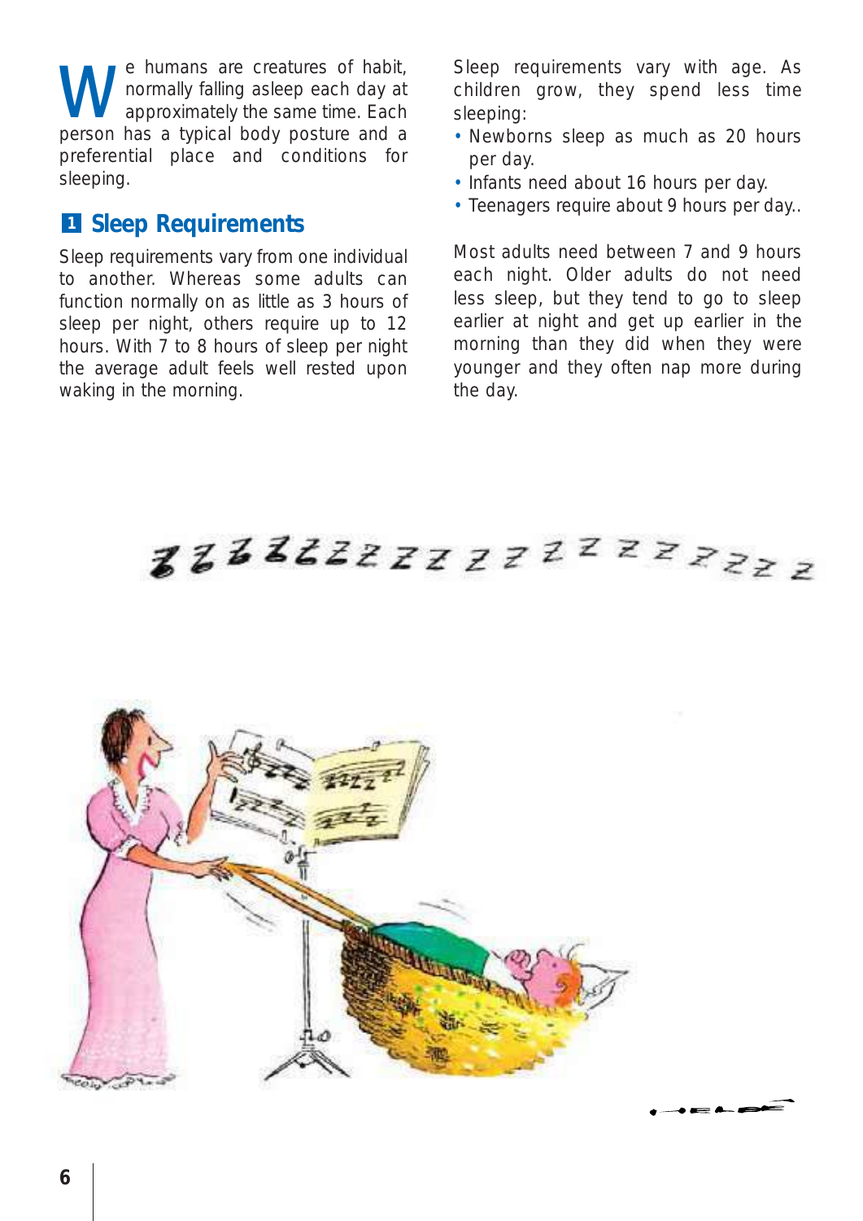We humans are creatures of habit, normally falling asleep each day at approximately the same time. Each person has a typical body posture and a preferential place and conditions for sleeping.

## 1 Sleep Requirements

Sleep requirements vary from one individual to another. Whereas some adults can function normally on as little as 3 hours of sleep per night, others require up to 12 hours. With 7 to 8 hours of sleep per night the average adult feels well rested upon waking in the morning.

Sleep requirements vary with age. As children grow, they spend less time sleeping:

- Newborns sleep as much as 20 hours per day.
- Infants need about 16 hours per day.
- Teenagers require about 9 hours per day..

Most adults need between 7 and 9 hours each night. Older adults do not need less sleep, but they tend to go to sleep earlier at night and get up earlier in the morning than they did when they were younger and they often nap more during the day.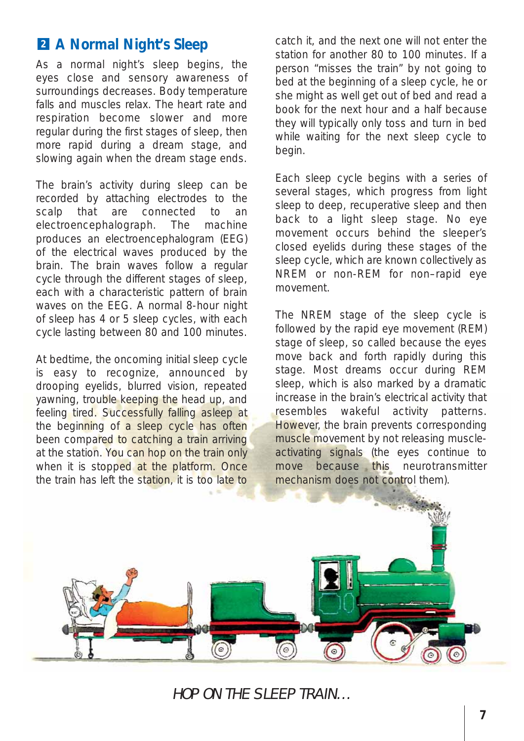## 2 A Normal Night's Sleep

As a normal night's sleep begins, the eyes close and sensory awareness of surroundings decreases. Body temperature falls and muscles relax. The heart rate and respiration become slower and more regular during the first stages of sleep, then more rapid during a dream stage, and slowing again when the dream stage ends.

The brain's activity during sleep can be recorded by attaching electrodes to the scalp that are connected to an electroencephalograph. The machine produces an electroencephalogram (EEG) of the electrical waves produced by the brain. The brain waves follow a regular cycle through the different stages of sleep, each with a characteristic pattern of brain waves on the EEG. A normal 8-hour night of sleep has 4 or 5 sleep cycles, with each cycle lasting between 80 and 100 minutes.

At bedtime, the oncoming initial sleep cycle is easy to recognize, announced by drooping eyelids, blurred vision, repeated yawning, trouble keeping the head up, and feeling tired. Successfully falling asleep at the beginning of a sleep cycle has often been compared to catching a train arriving at the station. You can hop on the train only when it is stopped at the platform. Once the train has left the station, it is too late to catch it, and the next one will not enter the station for another 80 to 100 minutes. If a person "misses the train" by not going to bed at the beginning of a sleep cycle, he or she might as well get out of bed and read a book for the next hour and a half because they will typically only toss and turn in bed while waiting for the next sleep cycle to begin.

Each sleep cycle begins with a series of several stages, which progress from light sleep to deep, recuperative sleep and then back to a light sleep stage. No eye movement occurs behind the sleeper's closed eyelids during these stages of the sleep cycle, which are known collectively as NREM or non-REM for non–rapid eye movement.

The NREM stage of the sleep cycle is followed by the rapid eye movement (REM) stage of sleep, so called because the eyes move back and forth rapidly during this stage. Most dreams occur during REM sleep, which is also marked by a dramatic increase in the brain's electrical activity that resembles wakeful activity patterns. However, the brain prevents corresponding muscle movement by not releasing muscle-activating signals (the eyes continue to move because this neurotransmitter mechanism does not control them).

*HOP ON THE SLEEP TRAIN…*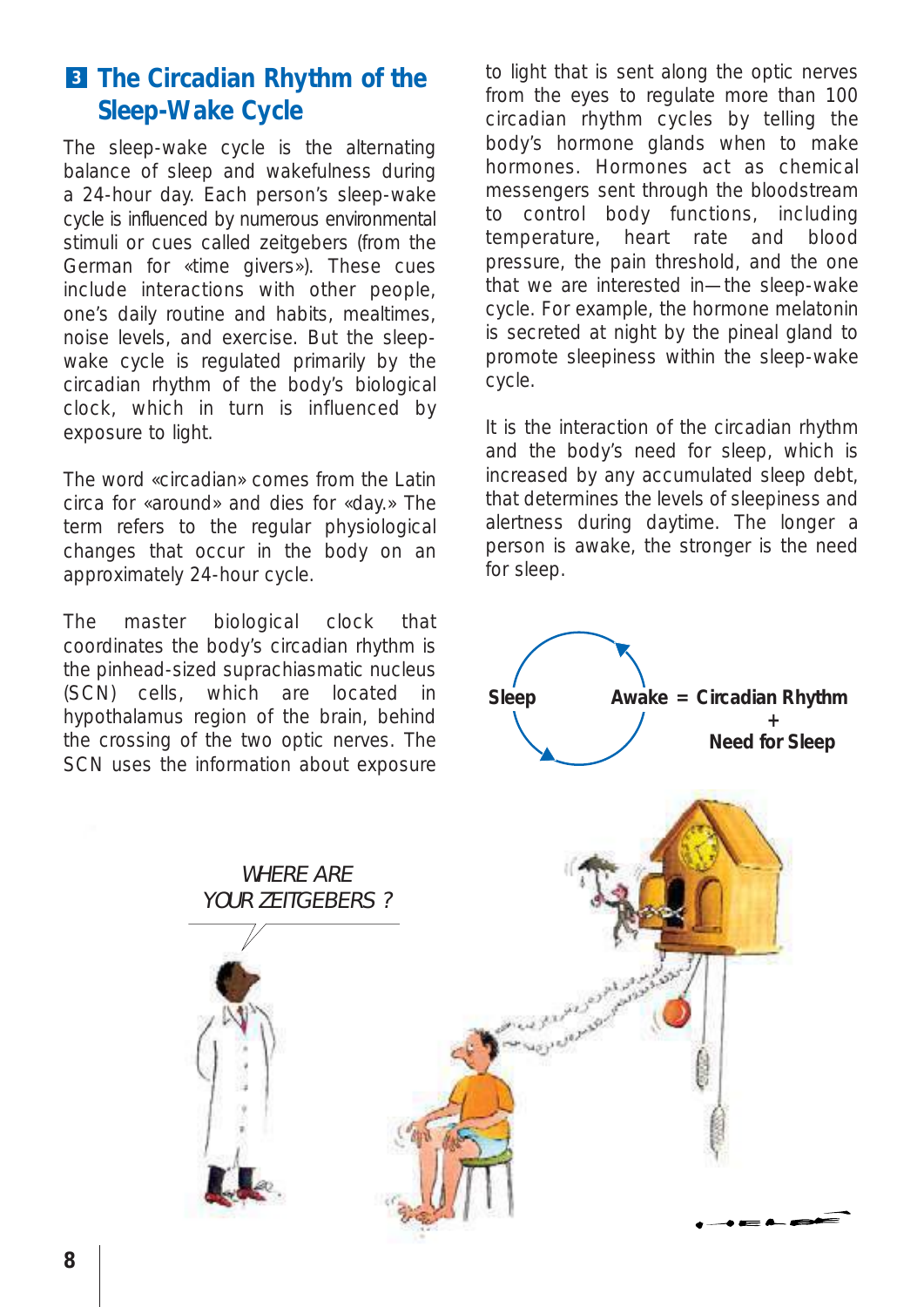## 3 The Circadian Rhythm of the Sleep-Wake Cycle

The sleep-wake cycle is the alternating balance of sleep and wakefulness during a 24-hour day. Each person's sleep-wake cycle is influenced by numerous environmental stimuli or cues called zeitgebers (from the German for «time givers»). These cues include interactions with other people, one's daily routine and habits, mealtimes, noise levels, and exercise. But the sleep-wake cycle is regulated primarily by the circadian rhythm of the body's biological clock, which in turn is influenced by exposure to light.

The word «circadian» comes from the Latin circa for «around» and dies for «day.» The term refers to the regular physiological changes that occur in the body on an approximately 24-hour cycle.

The master biological clock that coordinates the body's circadian rhythm is the pinhead-sized suprachiasmatic nucleus (SCN) cells, which are located in hypothalamus region of the brain, behind the crossing of the two optic nerves. The SCN uses the information about exposure to light that is sent along the optic nerves from the eyes to regulate more than 100 circadian rhythm cycles by telling the body's hormone glands when to make hormones. Hormones act as chemical messengers sent through the bloodstream to control body functions, including temperature, heart rate and blood pressure, the pain threshold, and the one that we are interested in—the sleep-wake cycle. For example, the hormone melatonin is secreted at night by the pineal gland to promote sleepiness within the sleep-wake cycle.

It is the interaction of the circadian rhythm and the body's need for sleep, which is increased by any accumulated sleep debt, that determines the levels of sleepiness and alertness during daytime. The longer a person is awake, the stronger is the need for sleep.

**Sleep** ⇄ **Awake = Circadian Rhythm + Need for Sleep**

*WHERE ARE YOUR ZEITGEBERS ?*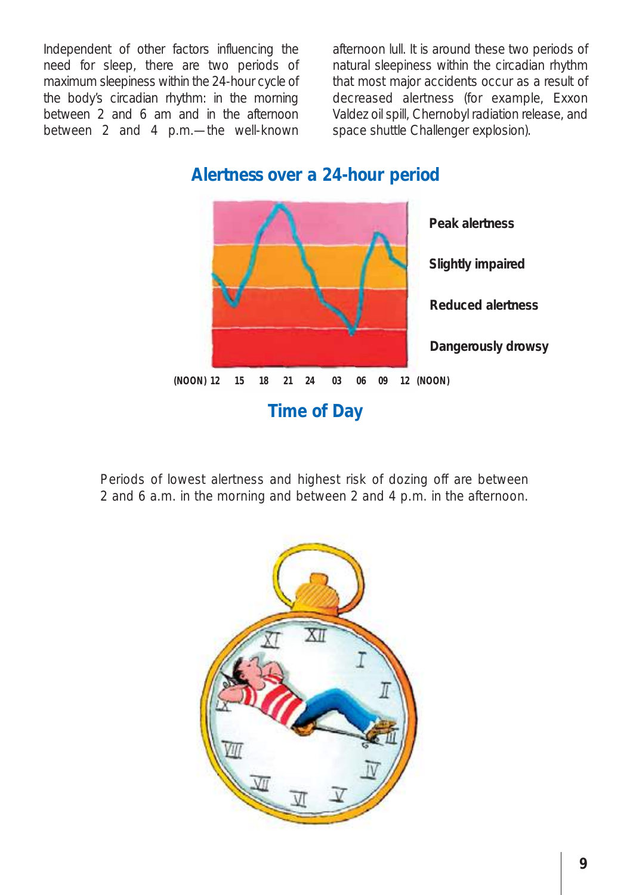Independent of other factors influencing the need for sleep, there are two periods of maximum sleepiness within the 24-hour cycle of the body's circadian rhythm: in the morning between 2 and 6 am and in the afternoon between 2 and 4 p.m.—the well-known afternoon lull. It is around these two periods of natural sleepiness within the circadian rhythm that most major accidents occur as a result of decreased alertness (for example, Exxon Valdez oil spill, Chernobyl radiation release, and space shuttle Challenger explosion).

## Alertness over a 24-hour period

Peak alertness

Slightly impaired

Reduced alertness

Dangerously drowsy

(NOON) 12 15 18 21 24 03 06 09 12 (NOON)

**Time of Day**

Periods of lowest alertness and highest risk of dozing off are between 2 and 6 a.m. in the morning and between 2 and 4 p.m. in the afternoon.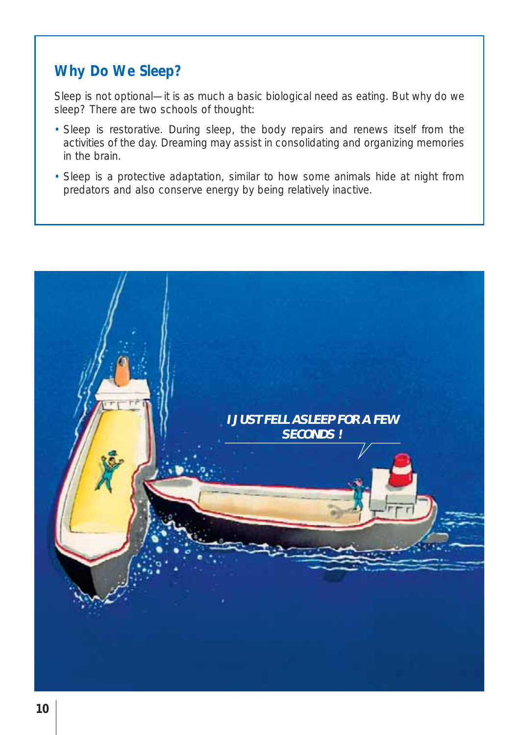## Why Do We Sleep?

Sleep is not optional—it is as much a basic biological need as eating. But why do we sleep? There are two schools of thought:

- Sleep is restorative. During sleep, the body repairs and renews itself from the activities of the day. Dreaming may assist in consolidating and organizing memories in the brain.
- Sleep is a protective adaptation, similar to how some animals hide at night from predators and also conserve energy by being relatively inactive.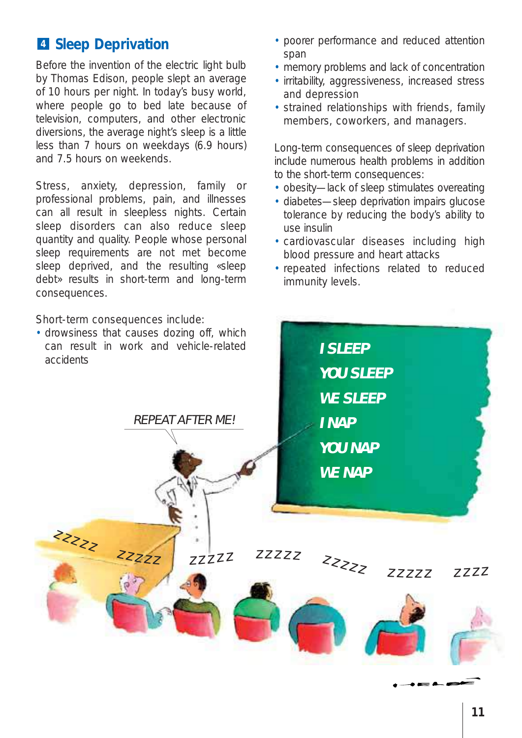## 4 Sleep Deprivation

Before the invention of the electric light bulb by Thomas Edison, people slept an average of 10 hours per night. In today's busy world, where people go to bed late because of television, computers, and other electronic diversions, the average night's sleep is a little less than 7 hours on weekdays (6.9 hours) and 7.5 hours on weekends.

Stress, anxiety, depression, family or professional problems, pain, and illnesses can all result in sleepless nights. Certain sleep disorders can also reduce sleep quantity and quality. People whose personal sleep requirements are not met become sleep deprived, and the resulting «sleep debt» results in short-term and long-term consequences.

Short-term consequences include:

- drowsiness that causes dozing off, which can result in work and vehicle-related accidents
- poorer performance and reduced attention span
- memory problems and lack of concentration
- irritability, aggressiveness, increased stress and depression
- strained relationships with friends, family members, coworkers, and managers.

Long-term consequences of sleep deprivation include numerous health problems in addition to the short-term consequences:

- obesity—lack of sleep stimulates overeating
- diabetes—sleep deprivation impairs glucose tolerance by reducing the body's ability to use insulin
- cardiovascular diseases including high blood pressure and heart attacks
- repeated infections related to reduced immunity levels.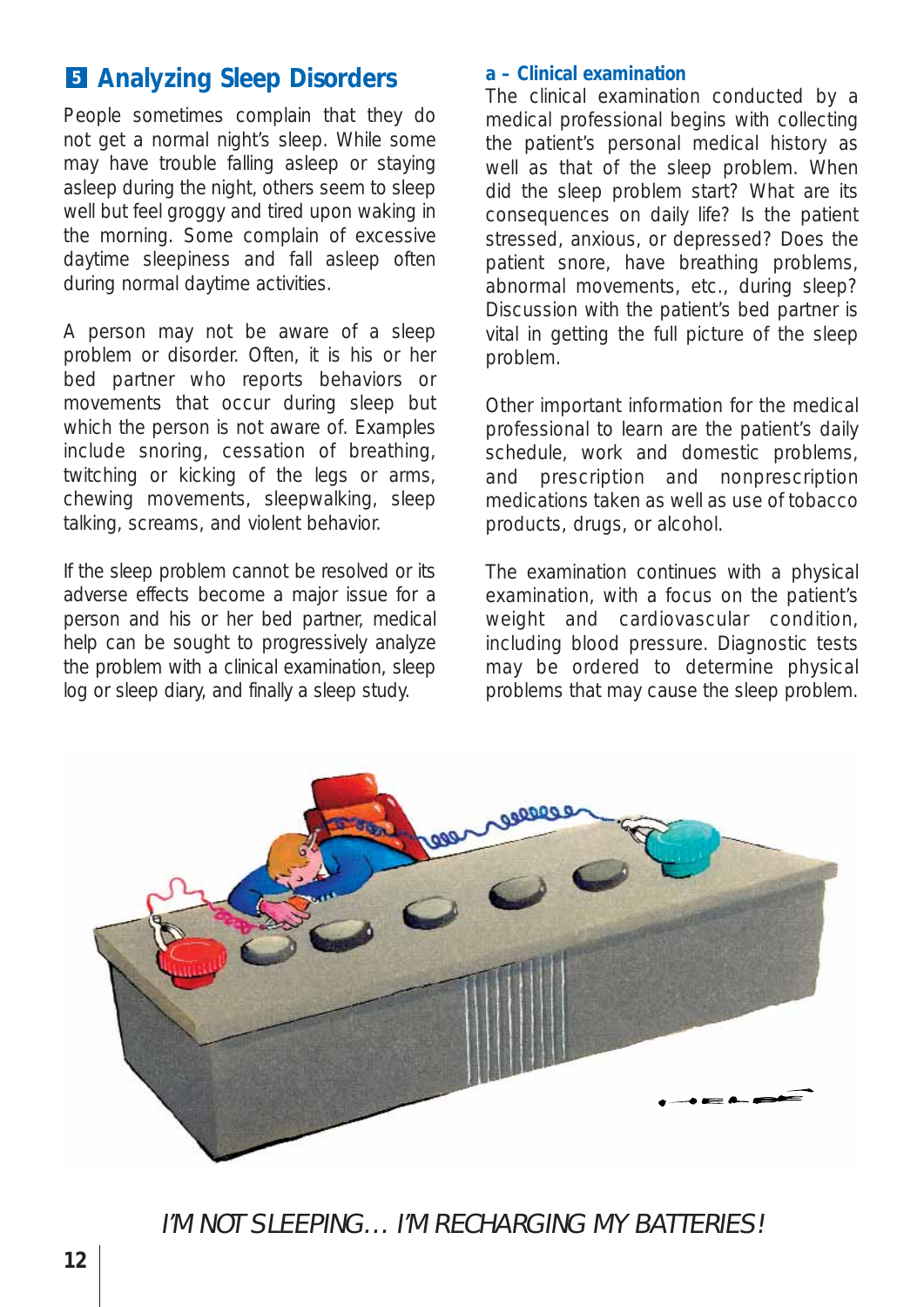## 5 Analyzing Sleep Disorders

People sometimes complain that they do not get a normal night's sleep. While some may have trouble falling asleep or staying asleep during the night, others seem to sleep well but feel groggy and tired upon waking in the morning. Some complain of excessive daytime sleepiness and fall asleep often during normal daytime activities.

A person may not be aware of a sleep problem or disorder. Often, it is his or her bed partner who reports behaviors or movements that occur during sleep but which the person is not aware of. Examples include snoring, cessation of breathing, twitching or kicking of the legs or arms, chewing movements, sleepwalking, sleep talking, screams, and violent behavior.

If the sleep problem cannot be resolved or its adverse effects become a major issue for a person and his or her bed partner, medical help can be sought to progressively analyze the problem with a clinical examination, sleep log or sleep diary, and finally a sleep study.

### a - Clinical examination

The clinical examination conducted by a medical professional begins with collecting the patient's personal medical history as well as that of the sleep problem. When did the sleep problem start? What are its consequences on daily life? Is the patient stressed, anxious, or depressed? Does the patient snore, have breathing problems, abnormal movements, etc., during sleep? Discussion with the patient's bed partner is vital in getting the full picture of the sleep problem.

Other important information for the medical professional to learn are the patient's daily schedule, work and domestic problems, and prescription and nonprescription medications taken as well as use of tobacco products, drugs, or alcohol.

The examination continues with a physical examination, with a focus on the patient's weight and cardiovascular condition, including blood pressure. Diagnostic tests may be ordered to determine physical problems that may cause the sleep problem.

*I'M NOT SLEEPING… I'M RECHARGING MY BATTERIES!*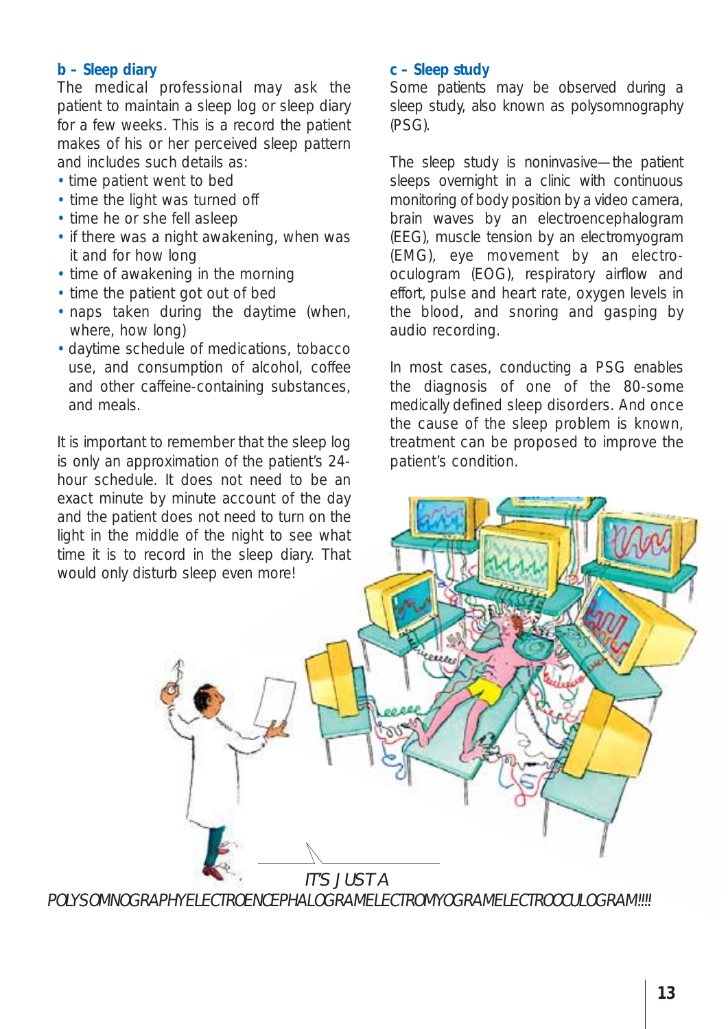### b – Sleep diary

The medical professional may ask the patient to maintain a sleep log or sleep diary for a few weeks. This is a record the patient makes of his or her perceived sleep pattern and includes such details as:

- time patient went to bed
- time the light was turned off
- time he or she fell asleep
- if there was a night awakening, when was it and for how long
- time of awakening in the morning
- time the patient got out of bed
- naps taken during the daytime (when, where, how long)
- daytime schedule of medications, tobacco use, and consumption of alcohol, coffee and other caffeine-containing substances, and meals.

It is important to remember that the sleep log is only an approximation of the patient's 24-hour schedule. It does not need to be an exact minute by minute account of the day and the patient does not need to turn on the light in the middle of the night to see what time it is to record in the sleep diary. That would only disturb sleep even more!

### c – Sleep study

Some patients may be observed during a sleep study, also known as polysomnography (PSG).

The sleep study is noninvasive—the patient sleeps overnight in a clinic with continuous monitoring of body position by a video camera, brain waves by an electroencephalogram (EEG), muscle tension by an electromyogram (EMG), eye movement by an electro-oculogram (EOG), respiratory airflow and effort, pulse and heart rate, oxygen levels in the blood, and snoring and gasping by audio recording.

In most cases, conducting a PSG enables the diagnosis of one of the 80-some medically defined sleep disorders. And once the cause of the sleep problem is known, treatment can be proposed to improve the patient's condition.

*IT'S JUST A POLYSOMNOGRAPHYELECTROENCEPHALOGRAMELECTROMYOGRAMELECTROOCULOGRAM!!!!*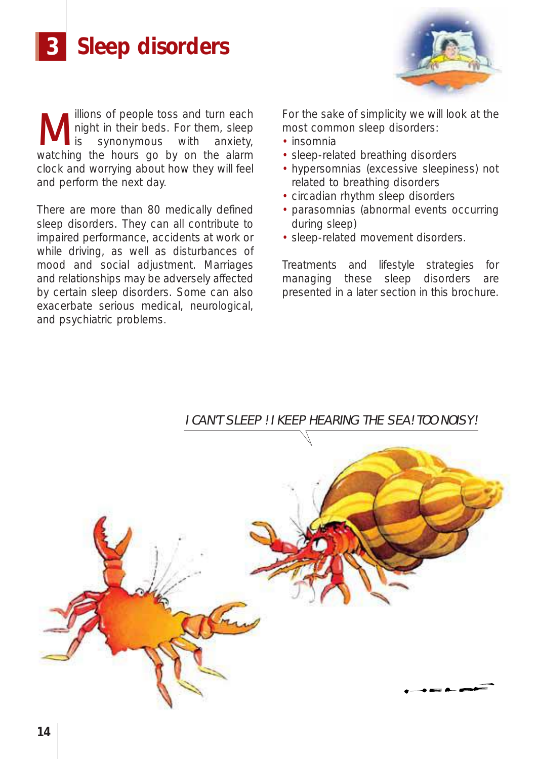# 3 Sleep disorders

Millions of people toss and turn each night in their beds. For them, sleep is synonymous with anxiety, watching the hours go by on the alarm clock and worrying about how they will feel and perform the next day.

There are more than 80 medically defined sleep disorders. They can all contribute to impaired performance, accidents at work or while driving, as well as disturbances of mood and social adjustment. Marriages and relationships may be adversely affected by certain sleep disorders. Some can also exacerbate serious medical, neurological, and psychiatric problems.

For the sake of simplicity we will look at the most common sleep disorders:

- insomnia
- sleep-related breathing disorders
- hypersomnias (excessive sleepiness) not related to breathing disorders
- circadian rhythm sleep disorders
- parasomnias (abnormal events occurring during sleep)
- sleep-related movement disorders.

Treatments and lifestyle strategies for managing these sleep disorders are presented in a later section in this brochure.

*I CAN'T SLEEP ! I KEEP HEARING THE SEA! TOO NOISY!*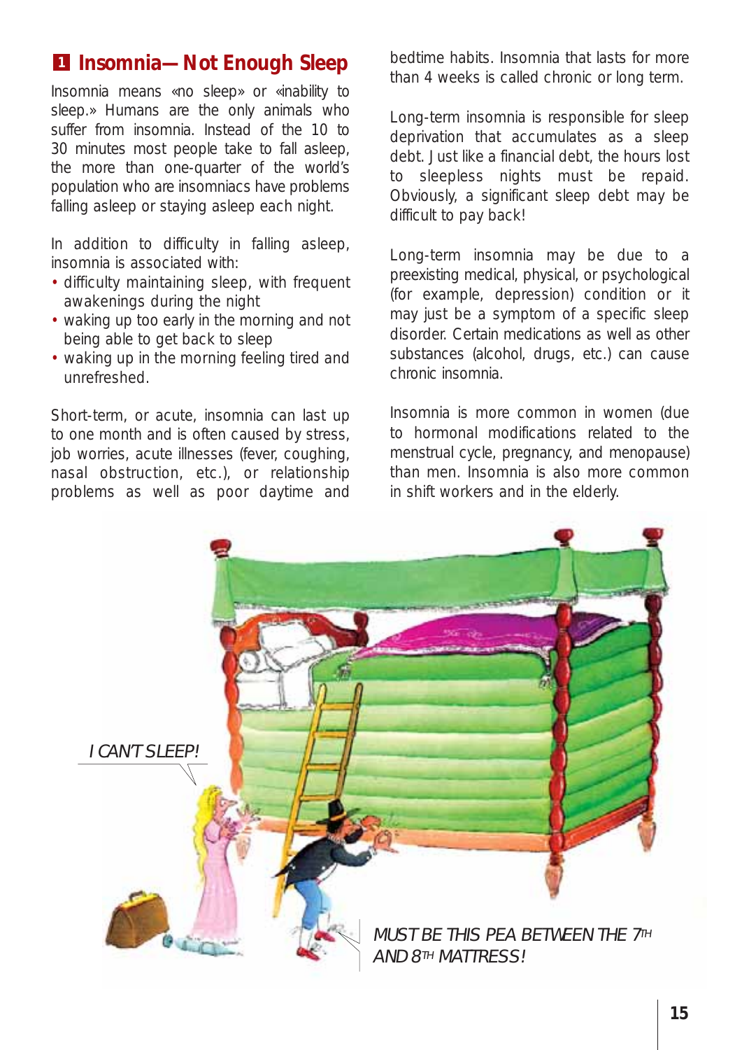## 1 Insomnia—Not Enough Sleep

Insomnia means «no sleep» or «inability to sleep.» Humans are the only animals who suffer from insomnia. Instead of the 10 to 30 minutes most people take to fall asleep, the more than one-quarter of the world's population who are insomniacs have problems falling asleep or staying asleep each night.

In addition to difficulty in falling asleep, insomnia is associated with:

- difficulty maintaining sleep, with frequent awakenings during the night
- waking up too early in the morning and not being able to get back to sleep
- waking up in the morning feeling tired and unrefreshed.

Short-term, or acute, insomnia can last up to one month and is often caused by stress, job worries, acute illnesses (fever, coughing, nasal obstruction, etc.), or relationship problems as well as poor daytime and bedtime habits. Insomnia that lasts for more than 4 weeks is called chronic or long term.

Long-term insomnia is responsible for sleep deprivation that accumulates as a sleep debt. Just like a financial debt, the hours lost to sleepless nights must be repaid. Obviously, a significant sleep debt may be difficult to pay back!

Long-term insomnia may be due to a preexisting medical, physical, or psychological (for example, depression) condition or it may just be a symptom of a specific sleep disorder. Certain medications as well as other substances (alcohol, drugs, etc.) can cause chronic insomnia.

Insomnia is more common in women (due to hormonal modifications related to the menstrual cycle, pregnancy, and menopause) than men. Insomnia is also more common in shift workers and in the elderly.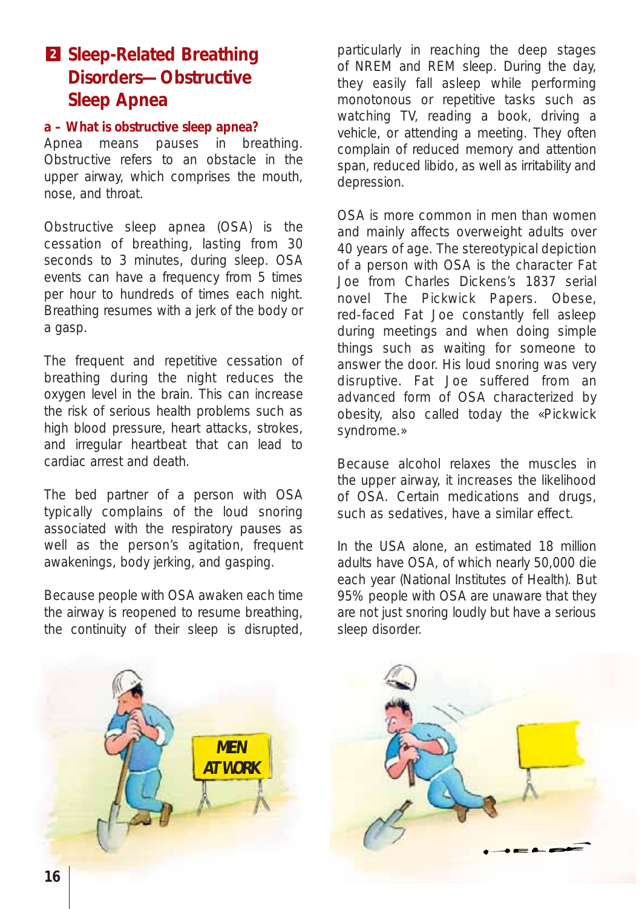## 2 Sleep-Related Breathing Disorders—Obstructive Sleep Apnea

### a – What is obstructive sleep apnea?

Apnea means pauses in breathing. Obstructive refers to an obstacle in the upper airway, which comprises the mouth, nose, and throat.

Obstructive sleep apnea (OSA) is the cessation of breathing, lasting from 30 seconds to 3 minutes, during sleep. OSA events can have a frequency from 5 times per hour to hundreds of times each night. Breathing resumes with a jerk of the body or a gasp.

The frequent and repetitive cessation of breathing during the night reduces the oxygen level in the brain. This can increase the risk of serious health problems such as high blood pressure, heart attacks, strokes, and irregular heartbeat that can lead to cardiac arrest and death.

The bed partner of a person with OSA typically complains of the loud snoring associated with the respiratory pauses as well as the person's agitation, frequent awakenings, body jerking, and gasping.

Because people with OSA awaken each time the airway is reopened to resume breathing, the continuity of their sleep is disrupted, particularly in reaching the deep stages of NREM and REM sleep. During the day, they easily fall asleep while performing monotonous or repetitive tasks such as watching TV, reading a book, driving a vehicle, or attending a meeting. They often complain of reduced memory and attention span, reduced libido, as well as irritability and depression.

OSA is more common in men than women and mainly affects overweight adults over 40 years of age. The stereotypical depiction of a person with OSA is the character Fat Joe from Charles Dickens's 1837 serial novel The Pickwick Papers. Obese, red-faced Fat Joe constantly fell asleep during meetings and when doing simple things such as waiting for someone to answer the door. His loud snoring was very disruptive. Fat Joe suffered from an advanced form of OSA characterized by obesity, also called today the «Pickwick syndrome.»

Because alcohol relaxes the muscles in the upper airway, it increases the likelihood of OSA. Certain medications and drugs, such as sedatives, have a similar effect.

In the USA alone, an estimated 18 million adults have OSA, of which nearly 50,000 die each year (National Institutes of Health). But 95% people with OSA are unaware that they are not just snoring loudly but have a serious sleep disorder.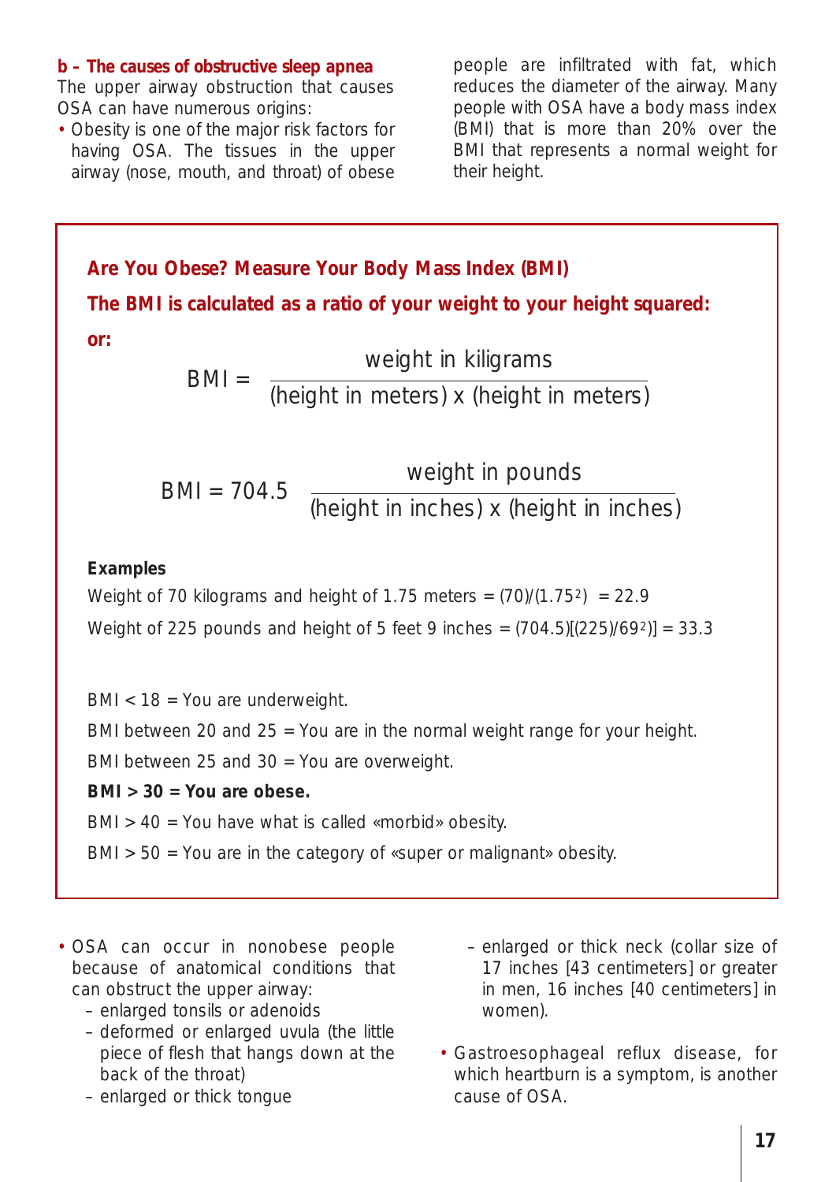### b – The causes of obstructive sleep apnea

The upper airway obstruction that causes OSA can have numerous origins:

- Obesity is one of the major risk factors for having OSA. The tissues in the upper airway (nose, mouth, and throat) of obese people are infiltrated with fat, which reduces the diameter of the airway. Many people with OSA have a body mass index (BMI) that is more than 20% over the BMI that represents a normal weight for their height.

**Are You Obese? Measure Your Body Mass Index (BMI)**

**The BMI is calculated as a ratio of your weight to your height squared:**

$$BMI = \frac{\text{weight in kiligrams}}{(\text{height in meters}) \times (\text{height in meters})}$$

**or:**

$$BMI = 704.5 \; \frac{\text{weight in pounds}}{(\text{height in inches}) \times (\text{height in inches})}$$

**Examples**

Weight of 70 kilograms and height of 1.75 meters = $(70)/(1.75^2) = 22.9$

Weight of 225 pounds and height of 5 feet 9 inches = $(704.5)[(225)/69^2)] = 33.3$

BMI < 18 = You are underweight.

BMI between 20 and 25 = You are in the normal weight range for your height.

BMI between 25 and 30 = You are overweight.

**BMI > 30 = You are obese.**

BMI > 40 = You have what is called «morbid» obesity.

BMI > 50 = You are in the category of «super or malignant» obesity.

- OSA can occur in nonobese people because of anatomical conditions that can obstruct the upper airway:
  - enlarged tonsils or adenoids
  - deformed or enlarged uvula (the little piece of flesh that hangs down at the back of the throat)
  - enlarged or thick tongue
  - enlarged or thick neck (collar size of 17 inches [43 centimeters] or greater in men, 16 inches [40 centimeters] in women).
- Gastroesophageal reflux disease, for which heartburn is a symptom, is another cause of OSA.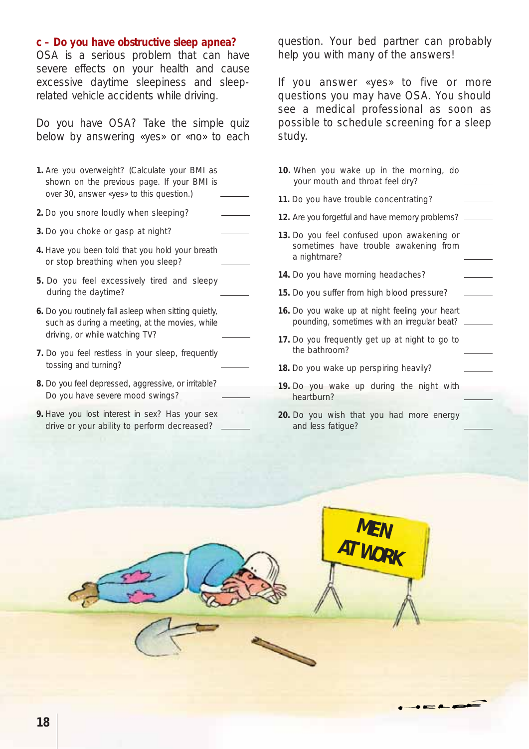### c – Do you have obstructive sleep apnea?

OSA is a serious problem that can have severe effects on your health and cause excessive daytime sleepiness and sleep-related vehicle accidents while driving.

Do you have OSA? Take the simple quiz below by answering «yes» or «no» to each question. Your bed partner can probably help you with many of the answers!

If you answer «yes» to five or more questions you may have OSA. You should see a medical professional as soon as possible to schedule screening for a sleep study.

1. Are you overweight? (Calculate your BMI as shown on the previous page. If your BMI is over 30, answer «yes» to this question.) ______
2. Do you snore loudly when sleeping? ______
3. Do you choke or gasp at night? ______
4. Have you been told that you hold your breath or stop breathing when you sleep? ______
5. Do you feel excessively tired and sleepy during the daytime? ______
6. Do you routinely fall asleep when sitting quietly, such as during a meeting, at the movies, while driving, or while watching TV? ______
7. Do you feel restless in your sleep, frequently tossing and turning? ______
8. Do you feel depressed, aggressive, or irritable? Do you have severe mood swings? ______
9. Have you lost interest in sex? Has your sex drive or your ability to perform decreased? ______
10. When you wake up in the morning, do your mouth and throat feel dry? ______
11. Do you have trouble concentrating? ______
12. Are you forgetful and have memory problems? ______
13. Do you feel confused upon awakening or sometimes have trouble awakening from a nightmare? ______
14. Do you have morning headaches? ______
15. Do you suffer from high blood pressure? ______
16. Do you wake up at night feeling your heart pounding, sometimes with an irregular beat? ______
17. Do you frequently get up at night to go to the bathroom? ______
18. Do you wake up perspiring heavily? ______
19. Do you wake up during the night with heartburn? ______
20. Do you wish that you had more energy and less fatigue? ______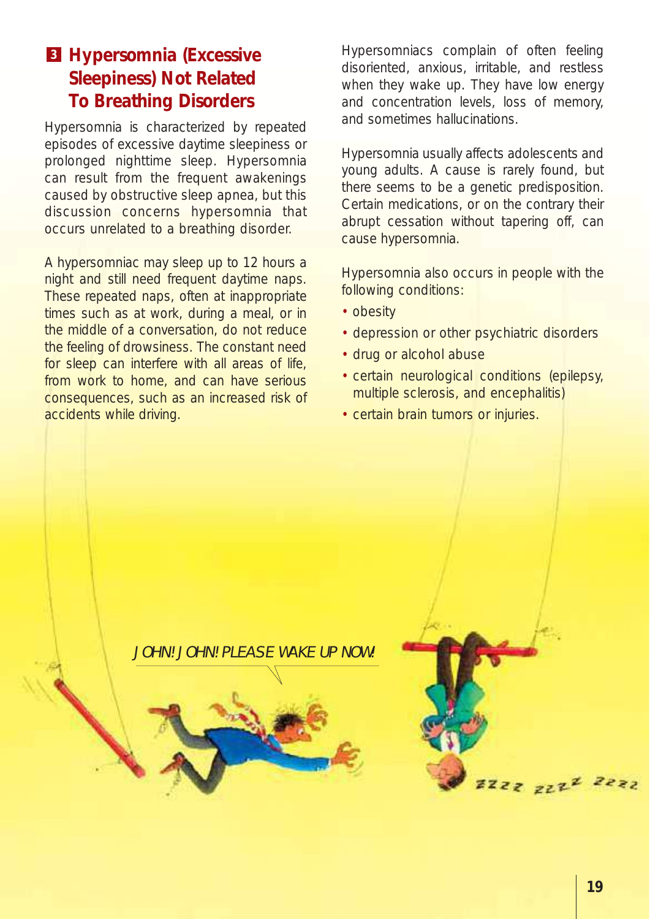## 3 Hypersomnia (Excessive Sleepiness) Not Related To Breathing Disorders

Hypersomnia is characterized by repeated episodes of excessive daytime sleepiness or prolonged nighttime sleep. Hypersomnia can result from the frequent awakenings caused by obstructive sleep apnea, but this discussion concerns hypersomnia that occurs unrelated to a breathing disorder.

A hypersomniac may sleep up to 12 hours a night and still need frequent daytime naps. These repeated naps, often at inappropriate times such as at work, during a meal, or in the middle of a conversation, do not reduce the feeling of drowsiness. The constant need for sleep can interfere with all areas of life, from work to home, and can have serious consequences, such as an increased risk of accidents while driving.

Hypersomniacs complain of often feeling disoriented, anxious, irritable, and restless when they wake up. They have low energy and concentration levels, loss of memory, and sometimes hallucinations.

Hypersomnia usually affects adolescents and young adults. A cause is rarely found, but there seems to be a genetic predisposition. Certain medications, or on the contrary their abrupt cessation without tapering off, can cause hypersomnia.

Hypersomnia also occurs in people with the following conditions:

- obesity
- depression or other psychiatric disorders
- drug or alcohol abuse
- certain neurological conditions (epilepsy, multiple sclerosis, and encephalitis)
- certain brain tumors or injuries.

JOHN! JOHN! PLEASE WAKE UP NOW!

ZZZZ ZZZZ ZZZZ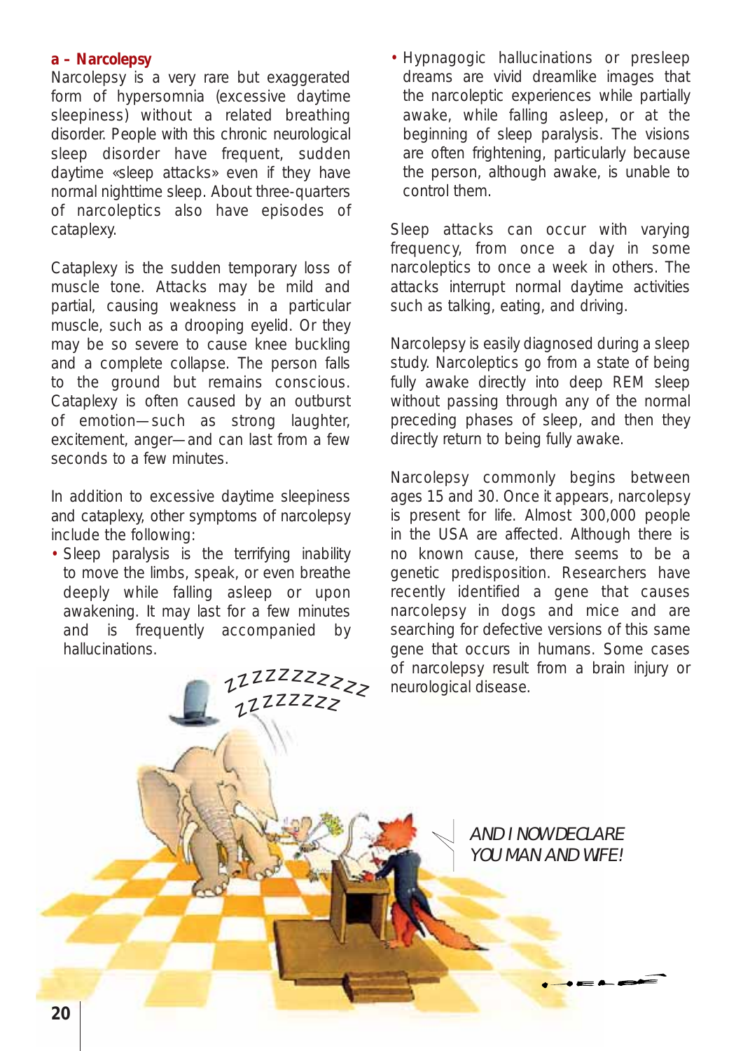### a – Narcolepsy

Narcolepsy is a very rare but exaggerated form of hypersomnia (excessive daytime sleepiness) without a related breathing disorder. People with this chronic neurological sleep disorder have frequent, sudden daytime «sleep attacks» even if they have normal nighttime sleep. About three-quarters of narcoleptics also have episodes of cataplexy.

Cataplexy is the sudden temporary loss of muscle tone. Attacks may be mild and partial, causing weakness in a particular muscle, such as a drooping eyelid. Or they may be so severe to cause knee buckling and a complete collapse. The person falls to the ground but remains conscious. Cataplexy is often caused by an outburst of emotion—such as strong laughter, excitement, anger—and can last from a few seconds to a few minutes.

In addition to excessive daytime sleepiness and cataplexy, other symptoms of narcolepsy include the following:

- Sleep paralysis is the terrifying inability to move the limbs, speak, or even breathe deeply while falling asleep or upon awakening. It may last for a few minutes and is frequently accompanied by hallucinations.
- Hypnagogic hallucinations or presleep dreams are vivid dreamlike images that the narcoleptic experiences while partially awake, while falling asleep, or at the beginning of sleep paralysis. The visions are often frightening, particularly because the person, although awake, is unable to control them.

Sleep attacks can occur with varying frequency, from once a day in some narcoleptics to once a week in others. The attacks interrupt normal daytime activities such as talking, eating, and driving.

Narcolepsy is easily diagnosed during a sleep study. Narcoleptics go from a state of being fully awake directly into deep REM sleep without passing through any of the normal preceding phases of sleep, and then they directly return to being fully awake.

Narcolepsy commonly begins between ages 15 and 30. Once it appears, narcolepsy is present for life. Almost 300,000 people in the USA are affected. Although there is no known cause, there seems to be a genetic predisposition. Researchers have recently identified a gene that causes narcolepsy in dogs and mice and are searching for defective versions of this same gene that occurs in humans. Some cases of narcolepsy result from a brain injury or neurological disease.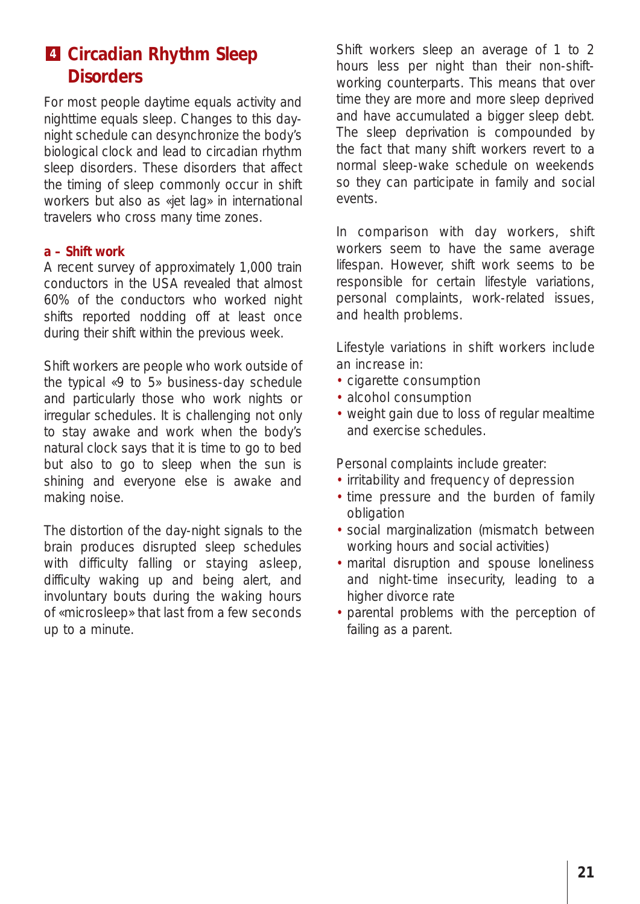## 4 Circadian Rhythm Sleep Disorders

For most people daytime equals activity and nighttime equals sleep. Changes to this day-night schedule can desynchronize the body's biological clock and lead to circadian rhythm sleep disorders. These disorders that affect the timing of sleep commonly occur in shift workers but also as «jet lag» in international travelers who cross many time zones.

### a – Shift work

A recent survey of approximately 1,000 train conductors in the USA revealed that almost 60% of the conductors who worked night shifts reported nodding off at least once during their shift within the previous week.

Shift workers are people who work outside of the typical «9 to 5» business-day schedule and particularly those who work nights or irregular schedules. It is challenging not only to stay awake and work when the body's natural clock says that it is time to go to bed but also to go to sleep when the sun is shining and everyone else is awake and making noise.

The distortion of the day-night signals to the brain produces disrupted sleep schedules with difficulty falling or staying asleep, difficulty waking up and being alert, and involuntary bouts during the waking hours of «microsleep» that last from a few seconds up to a minute.

Shift workers sleep an average of 1 to 2 hours less per night than their non-shift-working counterparts. This means that over time they are more and more sleep deprived and have accumulated a bigger sleep debt. The sleep deprivation is compounded by the fact that many shift workers revert to a normal sleep-wake schedule on weekends so they can participate in family and social events.

In comparison with day workers, shift workers seem to have the same average lifespan. However, shift work seems to be responsible for certain lifestyle variations, personal complaints, work-related issues, and health problems.

Lifestyle variations in shift workers include an increase in:

- cigarette consumption
- alcohol consumption
- weight gain due to loss of regular mealtime and exercise schedules.

Personal complaints include greater:

- irritability and frequency of depression
- time pressure and the burden of family obligation
- social marginalization (mismatch between working hours and social activities)
- marital disruption and spouse loneliness and night-time insecurity, leading to a higher divorce rate
- parental problems with the perception of failing as a parent.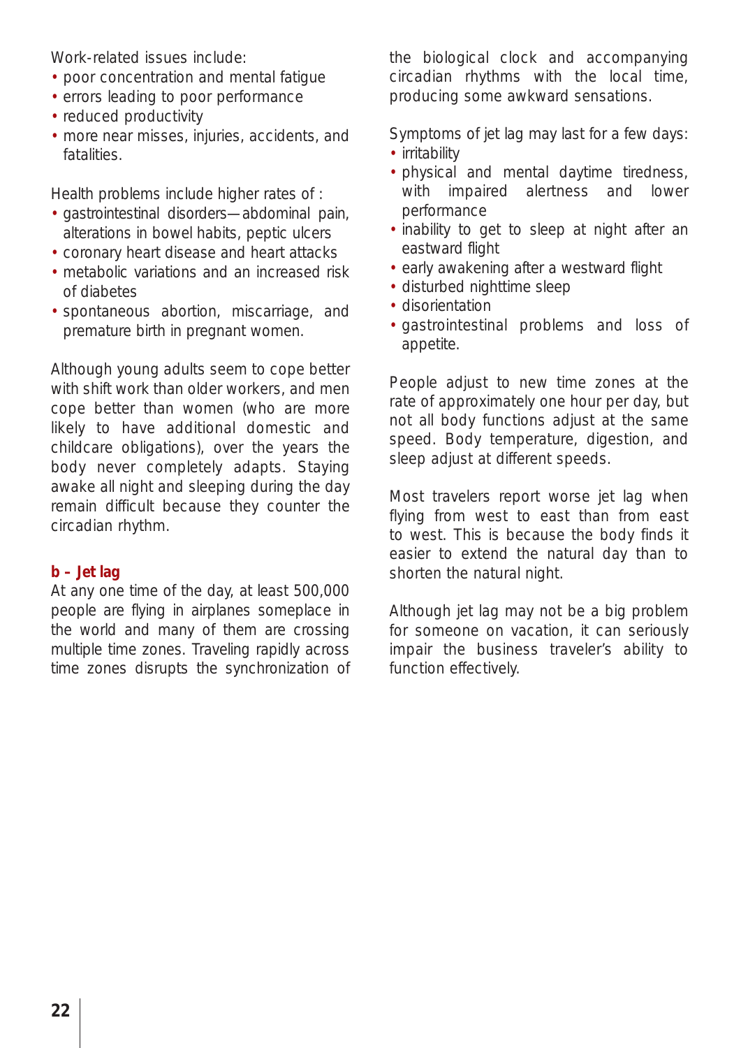Work-related issues include:

- poor concentration and mental fatigue
- errors leading to poor performance
- reduced productivity
- more near misses, injuries, accidents, and fatalities.

Health problems include higher rates of :

- gastrointestinal disorders—abdominal pain, alterations in bowel habits, peptic ulcers
- coronary heart disease and heart attacks
- metabolic variations and an increased risk of diabetes
- spontaneous abortion, miscarriage, and premature birth in pregnant women.

Although young adults seem to cope better with shift work than older workers, and men cope better than women (who are more likely to have additional domestic and childcare obligations), over the years the body never completely adapts. Staying awake all night and sleeping during the day remain difficult because they counter the circadian rhythm.

### b – Jet lag

At any one time of the day, at least 500,000 people are flying in airplanes someplace in the world and many of them are crossing multiple time zones. Traveling rapidly across time zones disrupts the synchronization of the biological clock and accompanying circadian rhythms with the local time, producing some awkward sensations.

Symptoms of jet lag may last for a few days:

- irritability
- physical and mental daytime tiredness, with impaired alertness and lower performance
- inability to get to sleep at night after an eastward flight
- early awakening after a westward flight
- disturbed nighttime sleep
- disorientation
- gastrointestinal problems and loss of appetite.

People adjust to new time zones at the rate of approximately one hour per day, but not all body functions adjust at the same speed. Body temperature, digestion, and sleep adjust at different speeds.

Most travelers report worse jet lag when flying from west to east than from east to west. This is because the body finds it easier to extend the natural day than to shorten the natural night.

Although jet lag may not be a big problem for someone on vacation, it can seriously impair the business traveler's ability to function effectively.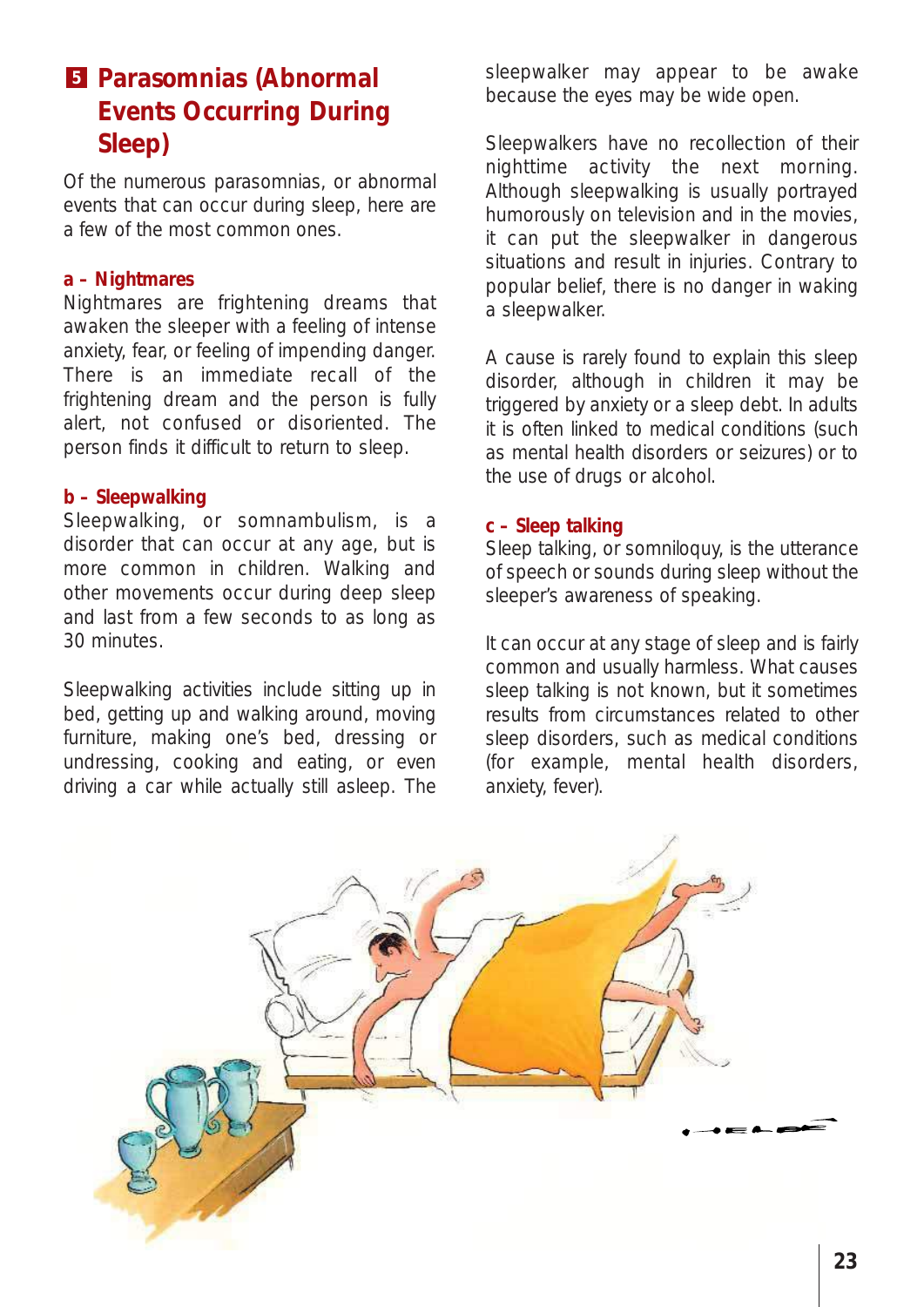## 5 Parasomnias (Abnormal Events Occurring During Sleep)

Of the numerous parasomnias, or abnormal events that can occur during sleep, here are a few of the most common ones.

### a – Nightmares

Nightmares are frightening dreams that awaken the sleeper with a feeling of intense anxiety, fear, or feeling of impending danger. There is an immediate recall of the frightening dream and the person is fully alert, not confused or disoriented. The person finds it difficult to return to sleep.

### b – Sleepwalking

Sleepwalking, or somnambulism, is a disorder that can occur at any age, but is more common in children. Walking and other movements occur during deep sleep and last from a few seconds to as long as 30 minutes.

Sleepwalking activities include sitting up in bed, getting up and walking around, moving furniture, making one's bed, dressing or undressing, cooking and eating, or even driving a car while actually still asleep. The sleepwalker may appear to be awake because the eyes may be wide open.

Sleepwalkers have no recollection of their nighttime activity the next morning. Although sleepwalking is usually portrayed humorously on television and in the movies, it can put the sleepwalker in dangerous situations and result in injuries. Contrary to popular belief, there is no danger in waking a sleepwalker.

A cause is rarely found to explain this sleep disorder, although in children it may be triggered by anxiety or a sleep debt. In adults it is often linked to medical conditions (such as mental health disorders or seizures) or to the use of drugs or alcohol.

### c – Sleep talking

Sleep talking, or somniloquy, is the utterance of speech or sounds during sleep without the sleeper's awareness of speaking.

It can occur at any stage of sleep and is fairly common and usually harmless. What causes sleep talking is not known, but it sometimes results from circumstances related to other sleep disorders, such as medical conditions (for example, mental health disorders, anxiety, fever).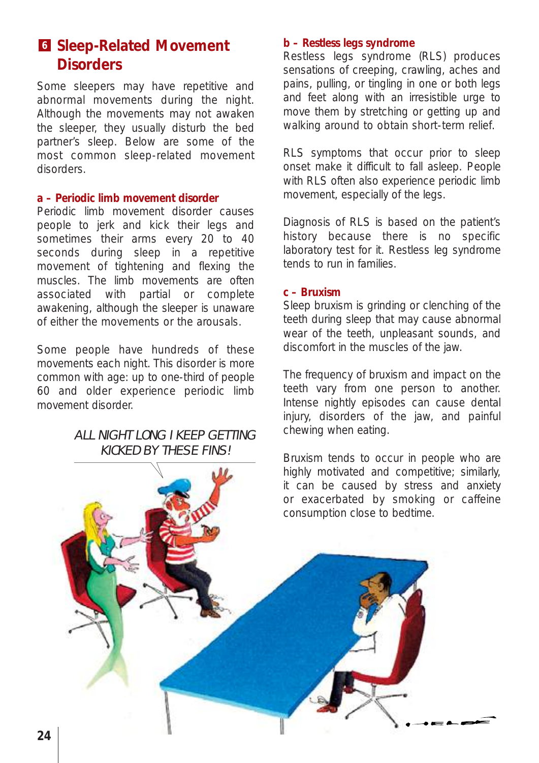## 6 Sleep-Related Movement Disorders

Some sleepers may have repetitive and abnormal movements during the night. Although the movements may not awaken the sleeper, they usually disturb the bed partner's sleep. Below are some of the most common sleep-related movement disorders.

**a – Periodic limb movement disorder**

Periodic limb movement disorder causes people to jerk and kick their legs and sometimes their arms every 20 to 40 seconds during sleep in a repetitive movement of tightening and flexing the muscles. The limb movements are often associated with partial or complete awakening, although the sleeper is unaware of either the movements or the arousals.

Some people have hundreds of these movements each night. This disorder is more common with age: up to one-third of people 60 and older experience periodic limb movement disorder.

*ALL NIGHT LONG I KEEP GETTING KICKED BY THESE FINS!*

**b – Restless legs syndrome**

Restless legs syndrome (RLS) produces sensations of creeping, crawling, aches and pains, pulling, or tingling in one or both legs and feet along with an irresistible urge to move them by stretching or getting up and walking around to obtain short-term relief.

RLS symptoms that occur prior to sleep onset make it difficult to fall asleep. People with RLS often also experience periodic limb movement, especially of the legs.

Diagnosis of RLS is based on the patient's history because there is no specific laboratory test for it. Restless leg syndrome tends to run in families.

**c – Bruxism**

Sleep bruxism is grinding or clenching of the teeth during sleep that may cause abnormal wear of the teeth, unpleasant sounds, and discomfort in the muscles of the jaw.

The frequency of bruxism and impact on the teeth vary from one person to another. Intense nightly episodes can cause dental injury, disorders of the jaw, and painful chewing when eating.

Bruxism tends to occur in people who are highly motivated and competitive; similarly, it can be caused by stress and anxiety or exacerbated by smoking or caffeine consumption close to bedtime.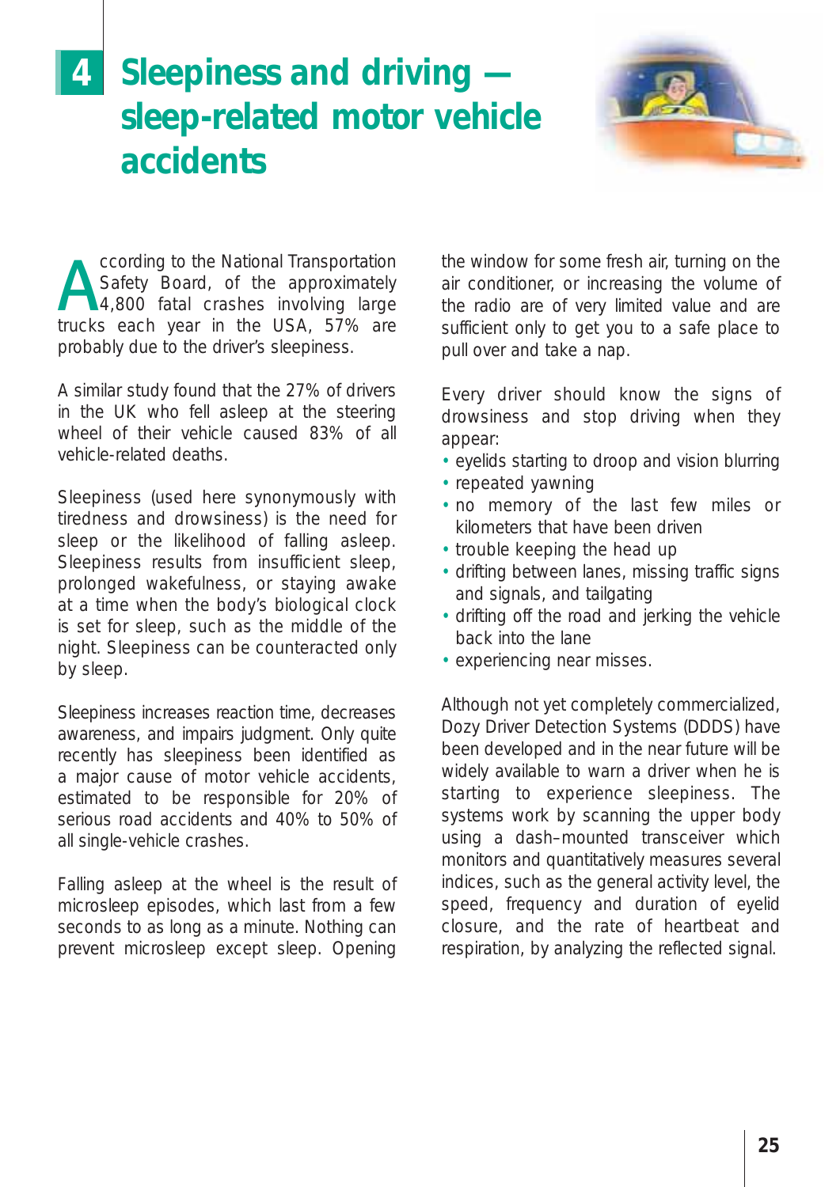# 4 Sleepiness and driving — sleep-related motor vehicle accidents

According to the National Transportation Safety Board, of the approximately 4,800 fatal crashes involving large trucks each year in the USA, 57% are probably due to the driver's sleepiness.

A similar study found that the 27% of drivers in the UK who fell asleep at the steering wheel of their vehicle caused 83% of all vehicle-related deaths.

Sleepiness (used here synonymously with tiredness and drowsiness) is the need for sleep or the likelihood of falling asleep. Sleepiness results from insufficient sleep, prolonged wakefulness, or staying awake at a time when the body's biological clock is set for sleep, such as the middle of the night. Sleepiness can be counteracted only by sleep.

Sleepiness increases reaction time, decreases awareness, and impairs judgment. Only quite recently has sleepiness been identified as a major cause of motor vehicle accidents, estimated to be responsible for 20% of serious road accidents and 40% to 50% of all single-vehicle crashes.

Falling asleep at the wheel is the result of microsleep episodes, which last from a few seconds to as long as a minute. Nothing can prevent microsleep except sleep. Opening the window for some fresh air, turning on the air conditioner, or increasing the volume of the radio are of very limited value and are sufficient only to get you to a safe place to pull over and take a nap.

Every driver should know the signs of drowsiness and stop driving when they appear:

- eyelids starting to droop and vision blurring
- repeated yawning
- no memory of the last few miles or kilometers that have been driven
- trouble keeping the head up
- drifting between lanes, missing traffic signs and signals, and tailgating
- drifting off the road and jerking the vehicle back into the lane
- experiencing near misses.

Although not yet completely commercialized, Dozy Driver Detection Systems (DDDS) have been developed and in the near future will be widely available to warn a driver when he is starting to experience sleepiness. The systems work by scanning the upper body using a dash–mounted transceiver which monitors and quantitatively measures several indices, such as the general activity level, the speed, frequency and duration of eyelid closure, and the rate of heartbeat and respiration, by analyzing the reflected signal.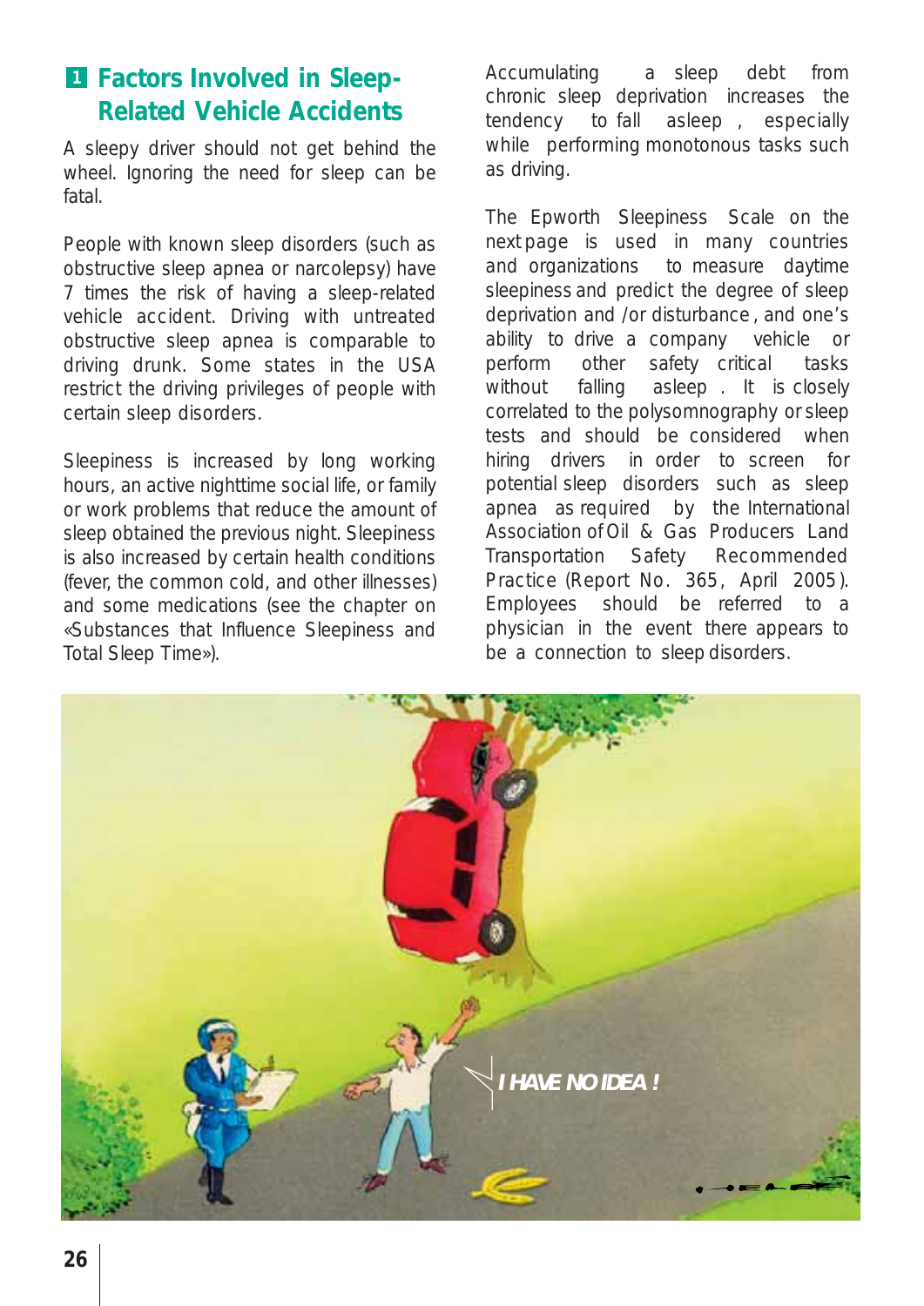## 1 Factors Involved in Sleep-Related Vehicle Accidents

A sleepy driver should not get behind the wheel. Ignoring the need for sleep can be fatal.

People with known sleep disorders (such as obstructive sleep apnea or narcolepsy) have 7 times the risk of having a sleep-related vehicle accident. Driving with untreated obstructive sleep apnea is comparable to driving drunk. Some states in the USA restrict the driving privileges of people with certain sleep disorders.

Sleepiness is increased by long working hours, an active nighttime social life, or family or work problems that reduce the amount of sleep obtained the previous night. Sleepiness is also increased by certain health conditions (fever, the common cold, and other illnesses) and some medications (see the chapter on «Substances that Influence Sleepiness and Total Sleep Time»).

Accumulating a sleep debt from chronic sleep deprivation increases the tendency to fall asleep, especially while performing monotonous tasks such as driving.

The Epworth Sleepiness Scale on the next page is used in many countries and organizations to measure daytime sleepiness and predict the degree of sleep deprivation and /or disturbance, and one's ability to drive a company vehicle or perform other safety critical tasks without falling asleep. It is closely correlated to the polysomnography or sleep tests and should be considered when hiring drivers in order to screen for potential sleep disorders such as sleep apnea as required by the International Association of Oil & Gas Producers Land Transportation Safety Recommended Practice (Report No. 365, April 2005). Employees should be referred to a physician in the event there appears to be a connection to sleep disorders.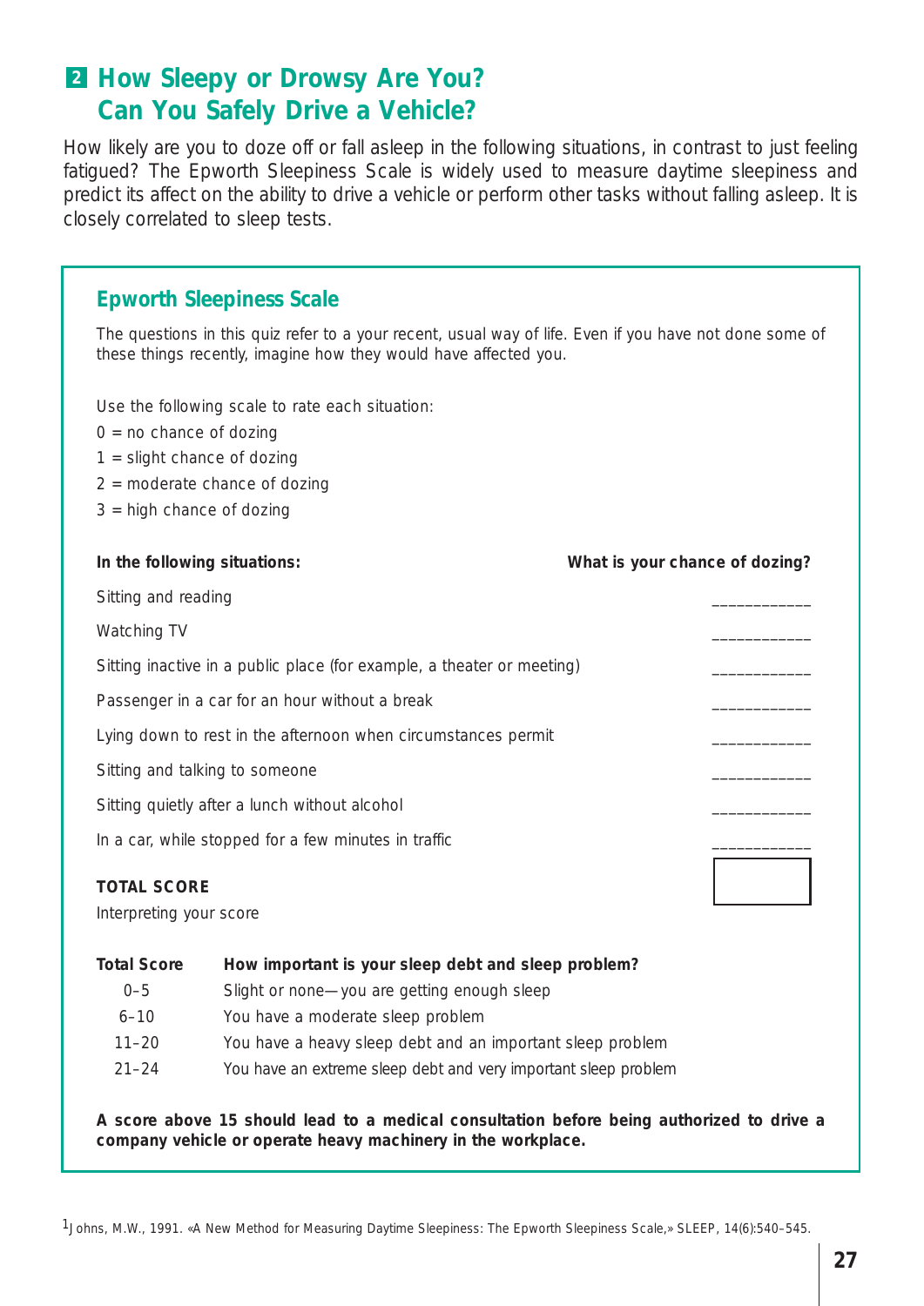## 2 How Sleepy or Drowsy Are You? Can You Safely Drive a Vehicle?

How likely are you to doze off or fall asleep in the following situations, in contrast to just feeling fatigued? The Epworth Sleepiness Scale is widely used to measure daytime sleepiness and predict its affect on the ability to drive a vehicle or perform other tasks without falling asleep. It is closely correlated to sleep tests.

### Epworth Sleepiness Scale

The questions in this quiz refer to a your recent, usual way of life. Even if you have not done some of these things recently, imagine how they would have affected you.

Use the following scale to rate each situation:

0 = no chance of dozing
1 = slight chance of dozing
2 = moderate chance of dozing
3 = high chance of dozing

| In the following situations: | What is your chance of dozing? |
|---|---|
| Sitting and reading | ___________ |
| Watching TV | ___________ |
| Sitting inactive in a public place (for example, a theater or meeting) | ___________ |
| Passenger in a car for an hour without a break | ___________ |
| Lying down to rest in the afternoon when circumstances permit | ___________ |
| Sitting and talking to someone | ___________ |
| Sitting quietly after a lunch without alcohol | ___________ |
| In a car, while stopped for a few minutes in traffic | ___________ |
| **TOTAL SCORE** | |

Interpreting your score

| Total Score | How important is your sleep debt and sleep problem? |
|---|---|
| 0–5 | Slight or none—you are getting enough sleep |
| 6–10 | You have a moderate sleep problem |
| 11–20 | You have a heavy sleep debt and an important sleep problem |
| 21–24 | You have an extreme sleep debt and very important sleep problem |

**A score above 15 should lead to a medical consultation before being authorized to drive a company vehicle or operate heavy machinery in the workplace.**

[1] Johns, M.W., 1991. «A New Method for Measuring Daytime Sleepiness: The Epworth Sleepiness Scale,» SLEEP, 14(6):540–545.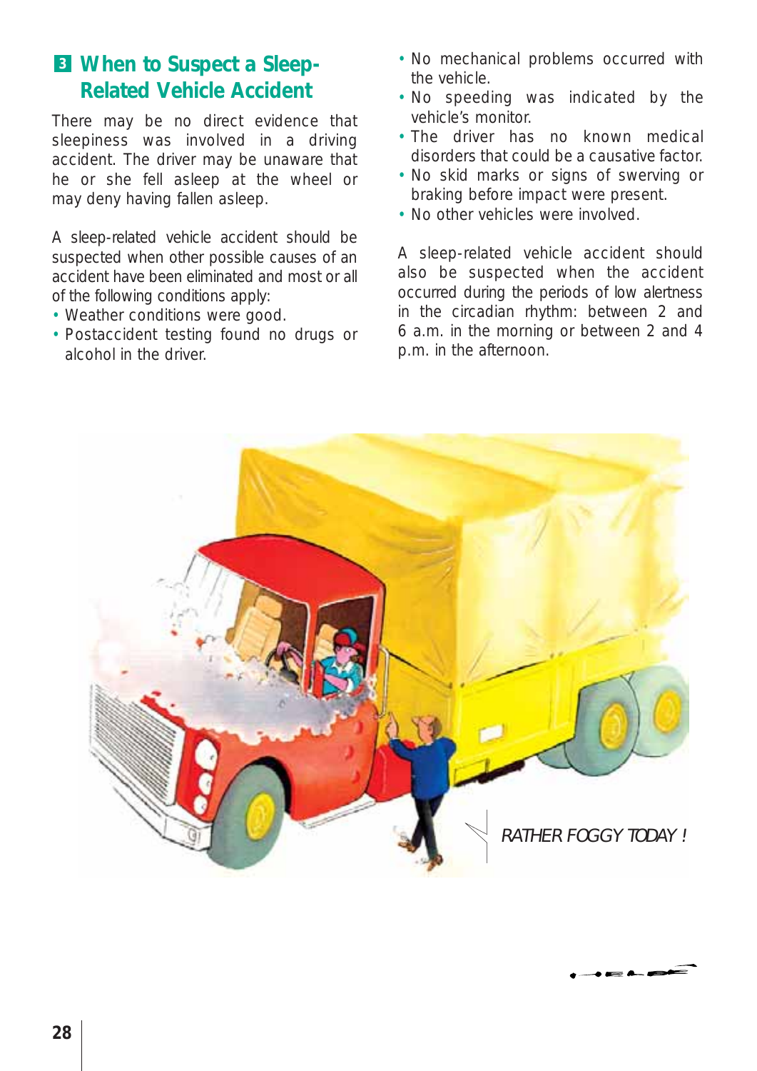## 3 When to Suspect a Sleep-Related Vehicle Accident

There may be no direct evidence that sleepiness was involved in a driving accident. The driver may be unaware that he or she fell asleep at the wheel or may deny having fallen asleep.

A sleep-related vehicle accident should be suspected when other possible causes of an accident have been eliminated and most or all of the following conditions apply:

- Weather conditions were good.
- Postaccident testing found no drugs or alcohol in the driver.
- No mechanical problems occurred with the vehicle.
- No speeding was indicated by the vehicle's monitor.
- The driver has no known medical disorders that could be a causative factor.
- No skid marks or signs of swerving or braking before impact were present.
- No other vehicles were involved.

A sleep-related vehicle accident should also be suspected when the accident occurred during the periods of low alertness in the circadian rhythm: between 2 and 6 a.m. in the morning or between 2 and 4 p.m. in the afternoon.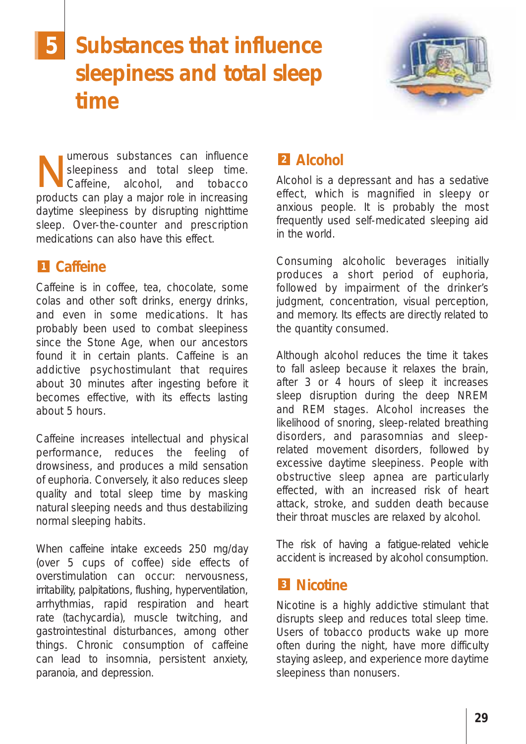# 5 Substances that influence sleepiness and total sleep time

Numerous substances can influence sleepiness and total sleep time. Caffeine, alcohol, and tobacco products can play a major role in increasing daytime sleepiness by disrupting nighttime sleep. Over-the-counter and prescription medications can also have this effect.

## 1 Caffeine

Caffeine is in coffee, tea, chocolate, some colas and other soft drinks, energy drinks, and even in some medications. It has probably been used to combat sleepiness since the Stone Age, when our ancestors found it in certain plants. Caffeine is an addictive psychostimulant that requires about 30 minutes after ingesting before it becomes effective, with its effects lasting about 5 hours.

Caffeine increases intellectual and physical performance, reduces the feeling of drowsiness, and produces a mild sensation of euphoria. Conversely, it also reduces sleep quality and total sleep time by masking natural sleeping needs and thus destabilizing normal sleeping habits.

When caffeine intake exceeds 250 mg/day (over 5 cups of coffee) side effects of overstimulation can occur: nervousness, irritability, palpitations, flushing, hyperventilation, arrhythmias, rapid respiration and heart rate (tachycardia), muscle twitching, and gastrointestinal disturbances, among other things. Chronic consumption of caffeine can lead to insomnia, persistent anxiety, paranoia, and depression.

## 2 Alcohol

Alcohol is a depressant and has a sedative effect, which is magnified in sleepy or anxious people. It is probably the most frequently used self-medicated sleeping aid in the world.

Consuming alcoholic beverages initially produces a short period of euphoria, followed by impairment of the drinker's judgment, concentration, visual perception, and memory. Its effects are directly related to the quantity consumed.

Although alcohol reduces the time it takes to fall asleep because it relaxes the brain, after 3 or 4 hours of sleep it increases sleep disruption during the deep NREM and REM stages. Alcohol increases the likelihood of snoring, sleep-related breathing disorders, and parasomnias and sleep-related movement disorders, followed by excessive daytime sleepiness. People with obstructive sleep apnea are particularly effected, with an increased risk of heart attack, stroke, and sudden death because their throat muscles are relaxed by alcohol.

The risk of having a fatigue-related vehicle accident is increased by alcohol consumption.

## 3 Nicotine

Nicotine is a highly addictive stimulant that disrupts sleep and reduces total sleep time. Users of tobacco products wake up more often during the night, have more difficulty staying asleep, and experience more daytime sleepiness than nonusers.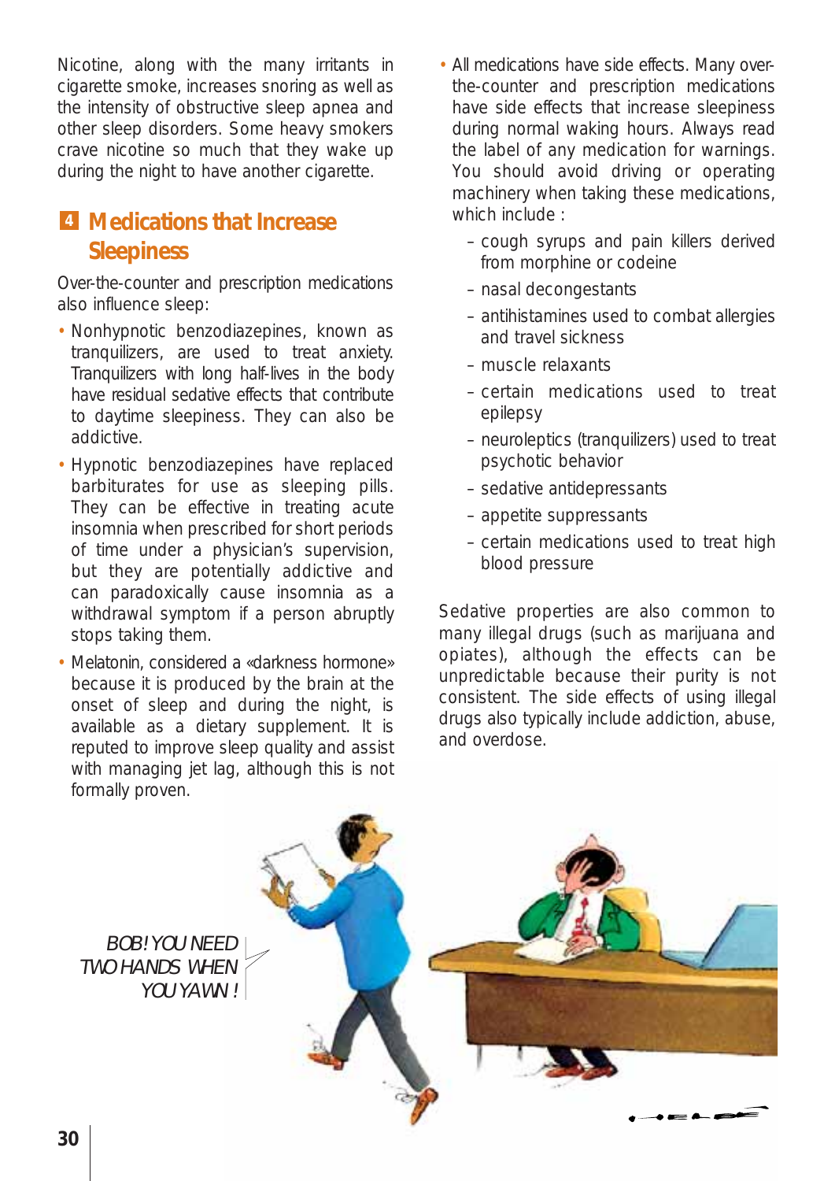Nicotine, along with the many irritants in cigarette smoke, increases snoring as well as the intensity of obstructive sleep apnea and other sleep disorders. Some heavy smokers crave nicotine so much that they wake up during the night to have another cigarette.

## 4 Medications that Increase Sleepiness

Over-the-counter and prescription medications also influence sleep:

- Nonhypnotic benzodiazepines, known as tranquilizers, are used to treat anxiety. Tranquilizers with long half-lives in the body have residual sedative effects that contribute to daytime sleepiness. They can also be addictive.
- Hypnotic benzodiazepines have replaced barbiturates for use as sleeping pills. They can be effective in treating acute insomnia when prescribed for short periods of time under a physician's supervision, but they are potentially addictive and can paradoxically cause insomnia as a withdrawal symptom if a person abruptly stops taking them.
- Melatonin, considered a «darkness hormone» because it is produced by the brain at the onset of sleep and during the night, is available as a dietary supplement. It is reputed to improve sleep quality and assist with managing jet lag, although this is not formally proven.
- All medications have side effects. Many over-the-counter and prescription medications have side effects that increase sleepiness during normal waking hours. Always read the label of any medication for warnings. You should avoid driving or operating machinery when taking these medications, which include :
  - cough syrups and pain killers derived from morphine or codeine
  - nasal decongestants
  - antihistamines used to combat allergies and travel sickness
  - muscle relaxants
  - certain medications used to treat epilepsy
  - neuroleptics (tranquilizers) used to treat psychotic behavior
  - sedative antidepressants
  - appetite suppressants
  - certain medications used to treat high blood pressure

Sedative properties are also common to many illegal drugs (such as marijuana and opiates), although the effects can be unpredictable because their purity is not consistent. The side effects of using illegal drugs also typically include addiction, abuse, and overdose.

*BOB! YOU NEED TWO HANDS WHEN YOU YAWN!*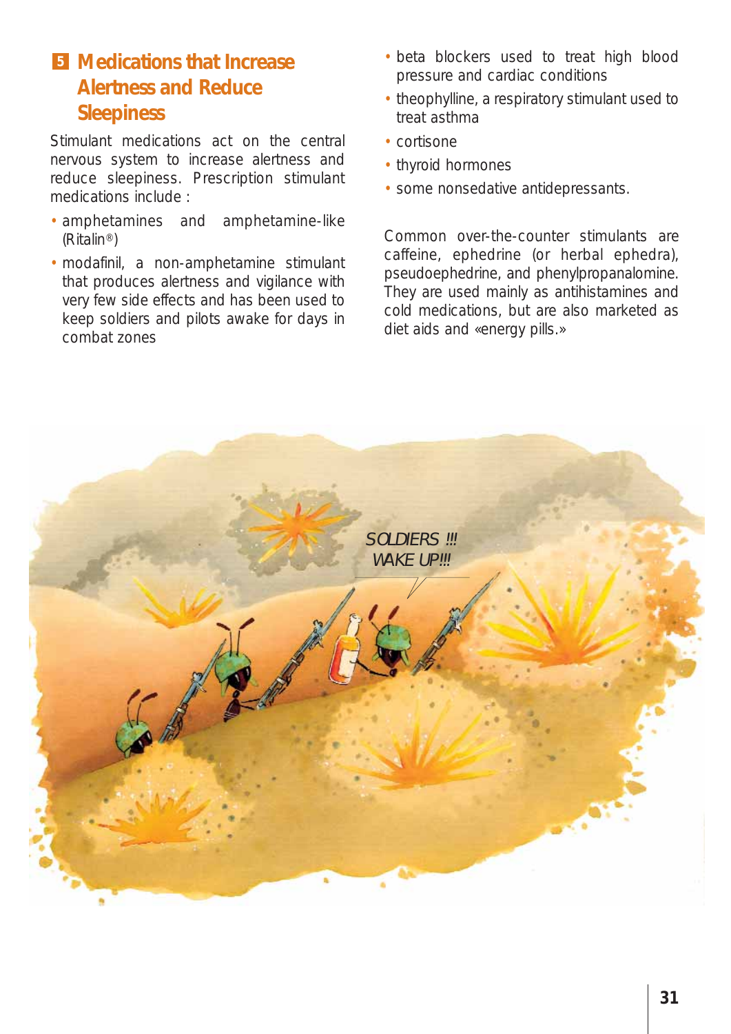## 5 Medications that Increase Alertness and Reduce Sleepiness

Stimulant medications act on the central nervous system to increase alertness and reduce sleepiness. Prescription stimulant medications include :

- amphetamines and amphetamine-like (Ritalin®)
- modafinil, a non-amphetamine stimulant that produces alertness and vigilance with very few side effects and has been used to keep soldiers and pilots awake for days in combat zones
- beta blockers used to treat high blood pressure and cardiac conditions
- theophylline, a respiratory stimulant used to treat asthma
- cortisone
- thyroid hormones
- some nonsedative antidepressants.

Common over-the-counter stimulants are caffeine, ephedrine (or herbal ephedra), pseudoephedrine, and phenylpropanalomine. They are used mainly as antihistamines and cold medications, but are also marketed as diet aids and «energy pills.»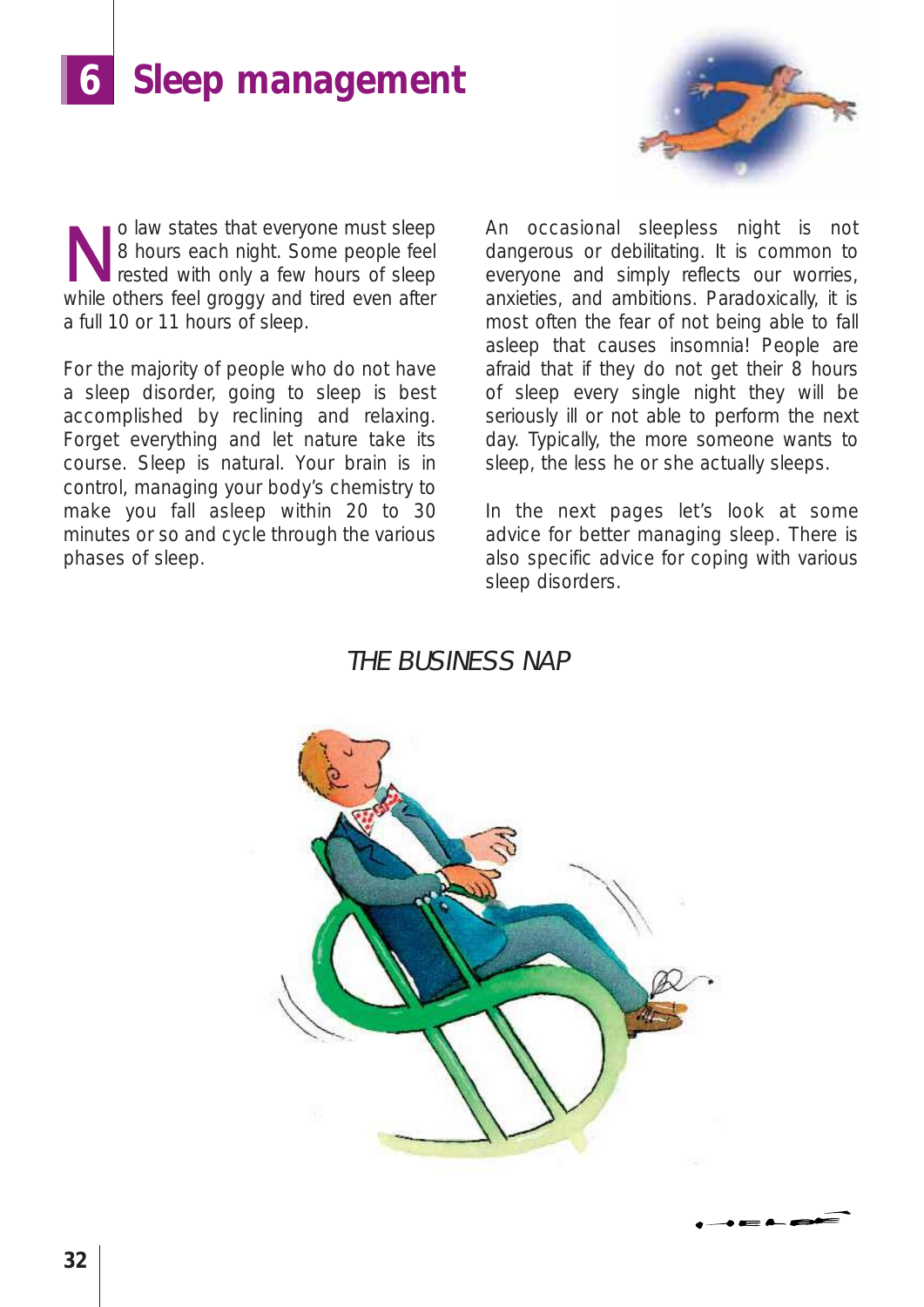# 6 Sleep management

No law states that everyone must sleep 8 hours each night. Some people feel rested with only a few hours of sleep while others feel groggy and tired even after a full 10 or 11 hours of sleep.

For the majority of people who do not have a sleep disorder, going to sleep is best accomplished by reclining and relaxing. Forget everything and let nature take its course. Sleep is natural. Your brain is in control, managing your body's chemistry to make you fall asleep within 20 to 30 minutes or so and cycle through the various phases of sleep.

An occasional sleepless night is not dangerous or debilitating. It is common to everyone and simply reflects our worries, anxieties, and ambitions. Paradoxically, it is most often the fear of not being able to fall asleep that causes insomnia! People are afraid that if they do not get their 8 hours of sleep every single night they will be seriously ill or not able to perform the next day. Typically, the more someone wants to sleep, the less he or she actually sleeps.

In the next pages let's look at some advice for better managing sleep. There is also specific advice for coping with various sleep disorders.

*THE BUSINESS NAP*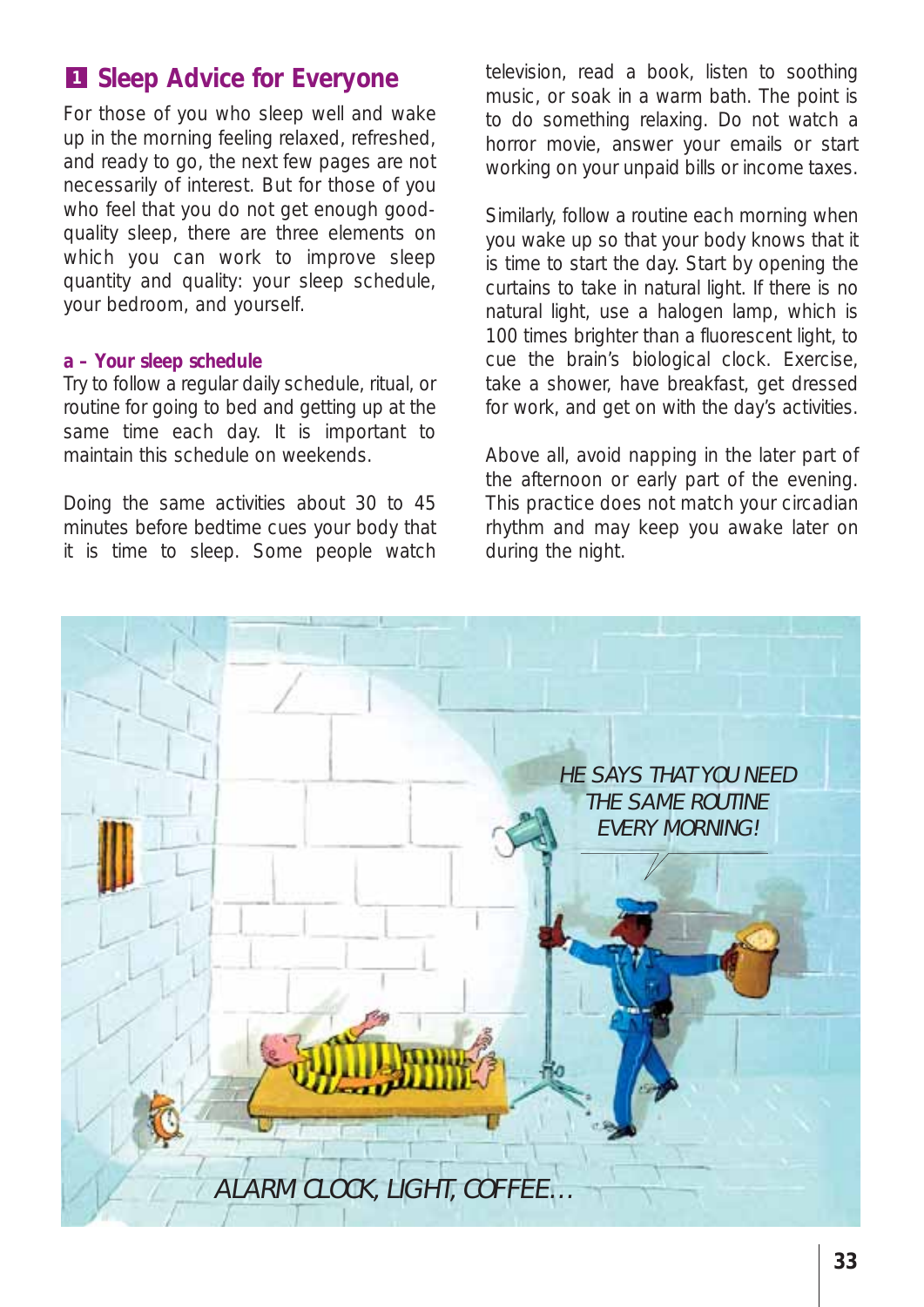## 1 Sleep Advice for Everyone

For those of you who sleep well and wake up in the morning feeling relaxed, refreshed, and ready to go, the next few pages are not necessarily of interest. But for those of you who feel that you do not get enough good-quality sleep, there are three elements on which you can work to improve sleep quantity and quality: your sleep schedule, your bedroom, and yourself.

### a – Your sleep schedule

Try to follow a regular daily schedule, ritual, or routine for going to bed and getting up at the same time each day. It is important to maintain this schedule on weekends.

Doing the same activities about 30 to 45 minutes before bedtime cues your body that it is time to sleep. Some people watch television, read a book, listen to soothing music, or soak in a warm bath. The point is to do something relaxing. Do not watch a horror movie, answer your emails or start working on your unpaid bills or income taxes.

Similarly, follow a routine each morning when you wake up so that your body knows that it is time to start the day. Start by opening the curtains to take in natural light. If there is no natural light, use a halogen lamp, which is 100 times brighter than a fluorescent light, to cue the brain's biological clock. Exercise, take a shower, have breakfast, get dressed for work, and get on with the day's activities.

Above all, avoid napping in the later part of the afternoon or early part of the evening. This practice does not match your circadian rhythm and may keep you awake later on during the night.

HE SAYS THAT YOU NEED THE SAME ROUTINE EVERY MORNING!

ALARM CLOCK, LIGHT, COFFEE…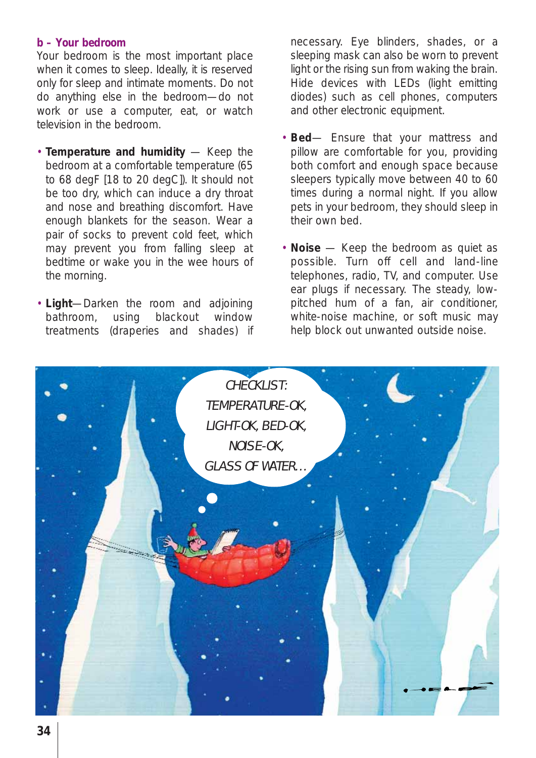### b – Your bedroom

Your bedroom is the most important place when it comes to sleep. Ideally, it is reserved only for sleep and intimate moments. Do not do anything else in the bedroom—do not work or use a computer, eat, or watch television in the bedroom.

- **Temperature and humidity** — Keep the bedroom at a comfortable temperature (65 to 68 degF [18 to 20 degC]). It should not be too dry, which can induce a dry throat and nose and breathing discomfort. Have enough blankets for the season. Wear a pair of socks to prevent cold feet, which may prevent you from falling sleep at bedtime or wake you in the wee hours of the morning.
- **Light**—Darken the room and adjoining bathroom, using blackout window treatments (draperies and shades) if necessary. Eye blinders, shades, or a sleeping mask can also be worn to prevent light or the rising sun from waking the brain. Hide devices with LEDs (light emitting diodes) such as cell phones, computers and other electronic equipment.
- **Bed**— Ensure that your mattress and pillow are comfortable for you, providing both comfort and enough space because sleepers typically move between 40 to 60 times during a normal night. If you allow pets in your bedroom, they should sleep in their own bed.
- **Noise** — Keep the bedroom as quiet as possible. Turn off cell and land-line telephones, radio, TV, and computer. Use ear plugs if necessary. The steady, low-pitched hum of a fan, air conditioner, white-noise machine, or soft music may help block out unwanted outside noise.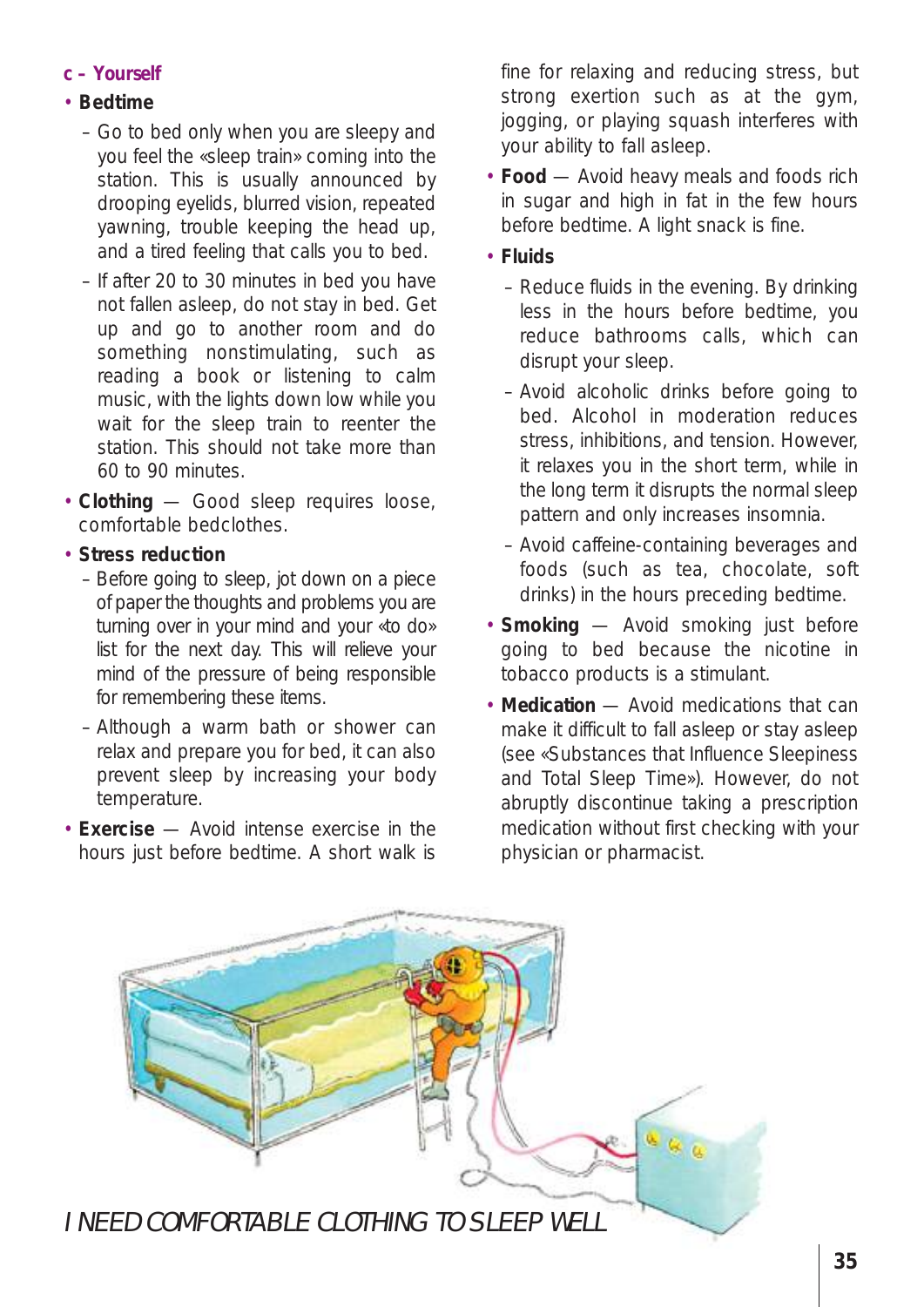### c – Yourself

- **Bedtime**
  - Go to bed only when you are sleepy and you feel the «sleep train» coming into the station. This is usually announced by drooping eyelids, blurred vision, repeated yawning, trouble keeping the head up, and a tired feeling that calls you to bed.
  - If after 20 to 30 minutes in bed you have not fallen asleep, do not stay in bed. Get up and go to another room and do something nonstimulating, such as reading a book or listening to calm music, with the lights down low while you wait for the sleep train to reenter the station. This should not take more than 60 to 90 minutes.
- **Clothing** — Good sleep requires loose, comfortable bedclothes.
- **Stress reduction**
  - Before going to sleep, jot down on a piece of paper the thoughts and problems you are turning over in your mind and your «to do» list for the next day. This will relieve your mind of the pressure of being responsible for remembering these items.
  - Although a warm bath or shower can relax and prepare you for bed, it can also prevent sleep by increasing your body temperature.
- **Exercise** — Avoid intense exercise in the hours just before bedtime. A short walk is fine for relaxing and reducing stress, but strong exertion such as at the gym, jogging, or playing squash interferes with your ability to fall asleep.
- **Food** — Avoid heavy meals and foods rich in sugar and high in fat in the few hours before bedtime. A light snack is fine.
- **Fluids**
  - Reduce fluids in the evening. By drinking less in the hours before bedtime, you reduce bathrooms calls, which can disrupt your sleep.
  - Avoid alcoholic drinks before going to bed. Alcohol in moderation reduces stress, inhibitions, and tension. However, it relaxes you in the short term, while in the long term it disrupts the normal sleep pattern and only increases insomnia.
  - Avoid caffeine-containing beverages and foods (such as tea, chocolate, soft drinks) in the hours preceding bedtime.
- **Smoking** — Avoid smoking just before going to bed because the nicotine in tobacco products is a stimulant.
- **Medication** — Avoid medications that can make it difficult to fall asleep or stay asleep (see «Substances that Influence Sleepiness and Total Sleep Time»). However, do not abruptly discontinue taking a prescription medication without first checking with your physician or pharmacist.

*I NEED COMFORTABLE CLOTHING TO SLEEP WELL*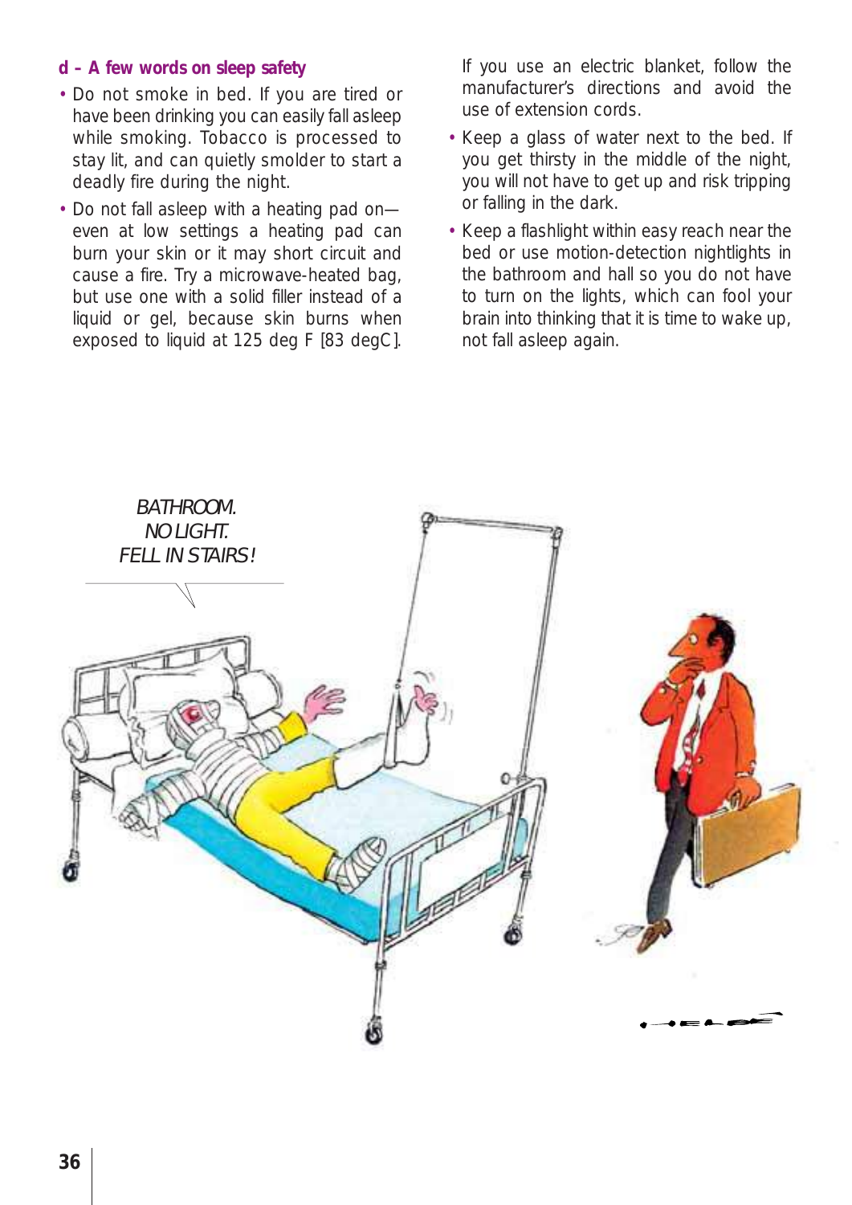### d – A few words on sleep safety

- Do not smoke in bed. If you are tired or have been drinking you can easily fall asleep while smoking. Tobacco is processed to stay lit, and can quietly smolder to start a deadly fire during the night.
- Do not fall asleep with a heating pad on—even at low settings a heating pad can burn your skin or it may short circuit and cause a fire. Try a microwave-heated bag, but use one with a solid filler instead of a liquid or gel, because skin burns when exposed to liquid at 125 deg F [83 degC]. If you use an electric blanket, follow the manufacturer's directions and avoid the use of extension cords.
- Keep a glass of water next to the bed. If you get thirsty in the middle of the night, you will not have to get up and risk tripping or falling in the dark.
- Keep a flashlight within easy reach near the bed or use motion-detection nightlights in the bathroom and hall so you do not have to turn on the lights, which can fool your brain into thinking that it is time to wake up, not fall asleep again.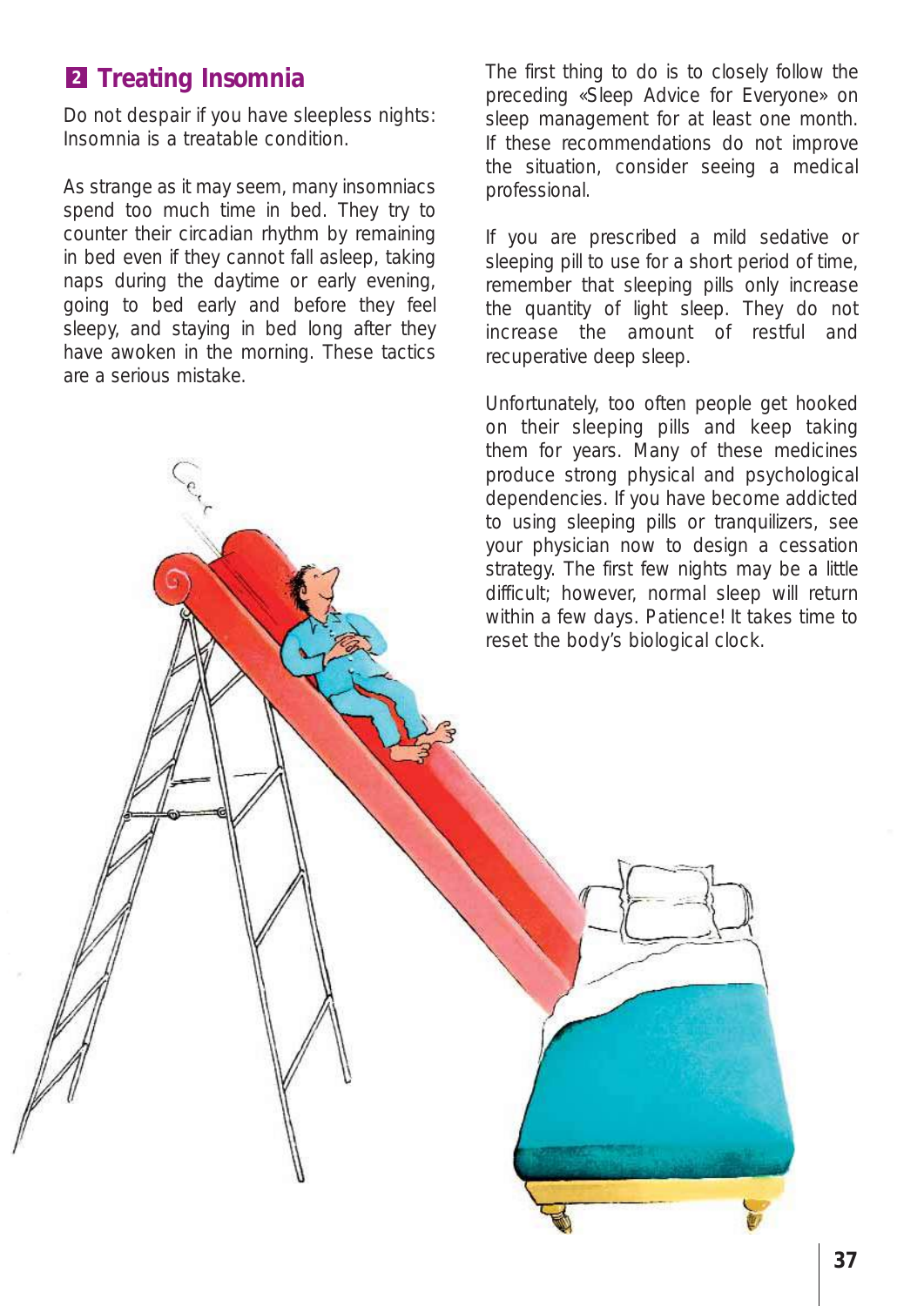## 2 Treating Insomnia

Do not despair if you have sleepless nights: Insomnia is a treatable condition.

As strange as it may seem, many insomniacs spend too much time in bed. They try to counter their circadian rhythm by remaining in bed even if they cannot fall asleep, taking naps during the daytime or early evening, going to bed early and before they feel sleepy, and staying in bed long after they have awoken in the morning. These tactics are a serious mistake.

The first thing to do is to closely follow the preceding «Sleep Advice for Everyone» on sleep management for at least one month. If these recommendations do not improve the situation, consider seeing a medical professional.

If you are prescribed a mild sedative or sleeping pill to use for a short period of time, remember that sleeping pills only increase the quantity of light sleep. They do not increase the amount of restful and recuperative deep sleep.

Unfortunately, too often people get hooked on their sleeping pills and keep taking them for years. Many of these medicines produce strong physical and psychological dependencies. If you have become addicted to using sleeping pills or tranquilizers, see your physician now to design a cessation strategy. The first few nights may be a little difficult; however, normal sleep will return within a few days. Patience! It takes time to reset the body's biological clock.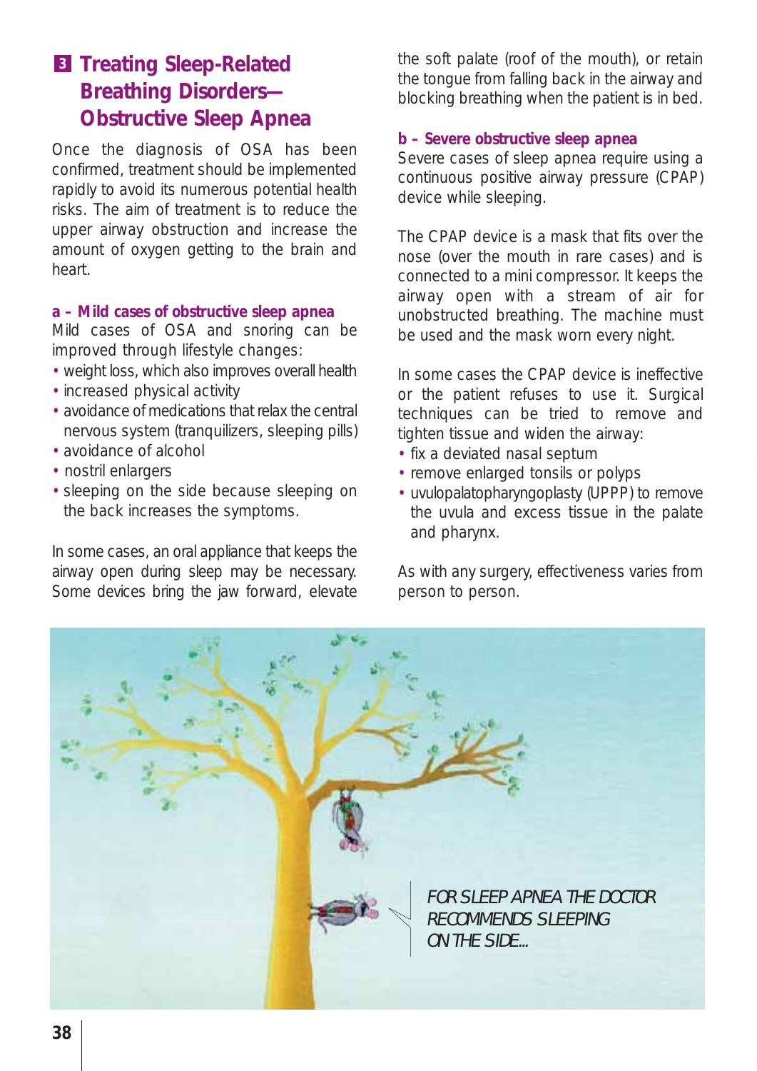## 3 Treating Sleep-Related Breathing Disorders—Obstructive Sleep Apnea

Once the diagnosis of OSA has been confirmed, treatment should be implemented rapidly to avoid its numerous potential health risks. The aim of treatment is to reduce the upper airway obstruction and increase the amount of oxygen getting to the brain and heart.

### a – Mild cases of obstructive sleep apnea

Mild cases of OSA and snoring can be improved through lifestyle changes:

- weight loss, which also improves overall health
- increased physical activity
- avoidance of medications that relax the central nervous system (tranquilizers, sleeping pills)
- avoidance of alcohol
- nostril enlargers
- sleeping on the side because sleeping on the back increases the symptoms.

In some cases, an oral appliance that keeps the airway open during sleep may be necessary. Some devices bring the jaw forward, elevate the soft palate (roof of the mouth), or retain the tongue from falling back in the airway and blocking breathing when the patient is in bed.

### b – Severe obstructive sleep apnea

Severe cases of sleep apnea require using a continuous positive airway pressure (CPAP) device while sleeping.

The CPAP device is a mask that fits over the nose (over the mouth in rare cases) and is connected to a mini compressor. It keeps the airway open with a stream of air for unobstructed breathing. The machine must be used and the mask worn every night.

In some cases the CPAP device is ineffective or the patient refuses to use it. Surgical techniques can be tried to remove and tighten tissue and widen the airway:

- fix a deviated nasal septum
- remove enlarged tonsils or polyps
- uvulopalatopharyngoplasty (UPPP) to remove the uvula and excess tissue in the palate and pharynx.

As with any surgery, effectiveness varies from person to person.

*FOR SLEEP APNEA THE DOCTOR RECOMMENDS SLEEPING ON THE SIDE...*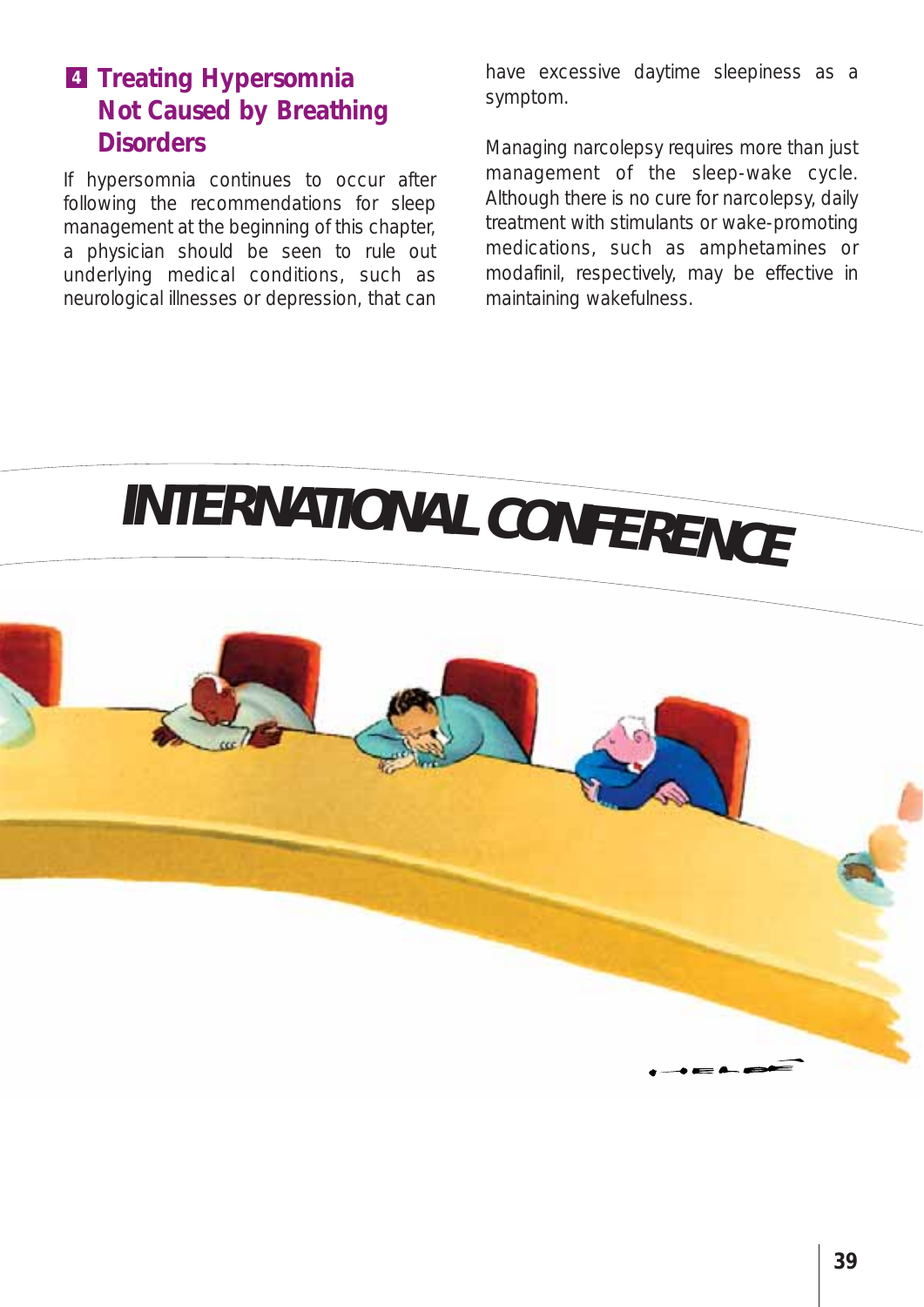## 4 Treating Hypersomnia Not Caused by Breathing Disorders

If hypersomnia continues to occur after following the recommendations for sleep management at the beginning of this chapter, a physician should be seen to rule out underlying medical conditions, such as neurological illnesses or depression, that can have excessive daytime sleepiness as a symptom.

Managing narcolepsy requires more than just management of the sleep-wake cycle. Although there is no cure for narcolepsy, daily treatment with stimulants or wake-promoting medications, such as amphetamines or modafinil, respectively, may be effective in maintaining wakefulness.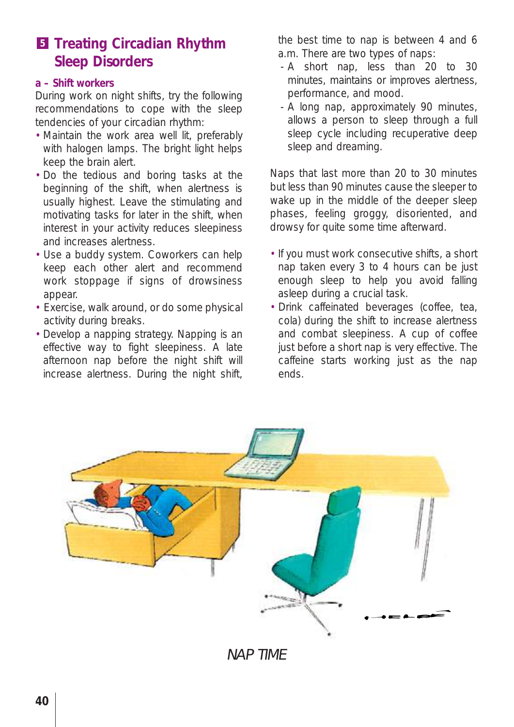## 5 Treating Circadian Rhythm Sleep Disorders

### a – Shift workers

During work on night shifts, try the following recommendations to cope with the sleep tendencies of your circadian rhythm:

- Maintain the work area well lit, preferably with halogen lamps. The bright light helps keep the brain alert.
- Do the tedious and boring tasks at the beginning of the shift, when alertness is usually highest. Leave the stimulating and motivating tasks for later in the shift, when interest in your activity reduces sleepiness and increases alertness.
- Use a buddy system. Coworkers can help keep each other alert and recommend work stoppage if signs of drowsiness appear.
- Exercise, walk around, or do some physical activity during breaks.
- Develop a napping strategy. Napping is an effective way to fight sleepiness. A late afternoon nap before the night shift will increase alertness. During the night shift, the best time to nap is between 4 and 6 a.m. There are two types of naps:
  - A short nap, less than 20 to 30 minutes, maintains or improves alertness, performance, and mood.
  - A long nap, approximately 90 minutes, allows a person to sleep through a full sleep cycle including recuperative deep sleep and dreaming.

Naps that last more than 20 to 30 minutes but less than 90 minutes cause the sleeper to wake up in the middle of the deeper sleep phases, feeling groggy, disoriented, and drowsy for quite some time afterward.

- If you must work consecutive shifts, a short nap taken every 3 to 4 hours can be just enough sleep to help you avoid falling asleep during a crucial task.
- Drink caffeinated beverages (coffee, tea, cola) during the shift to increase alertness and combat sleepiness. A cup of coffee just before a short nap is very effective. The caffeine starts working just as the nap ends.

*NAP TIME*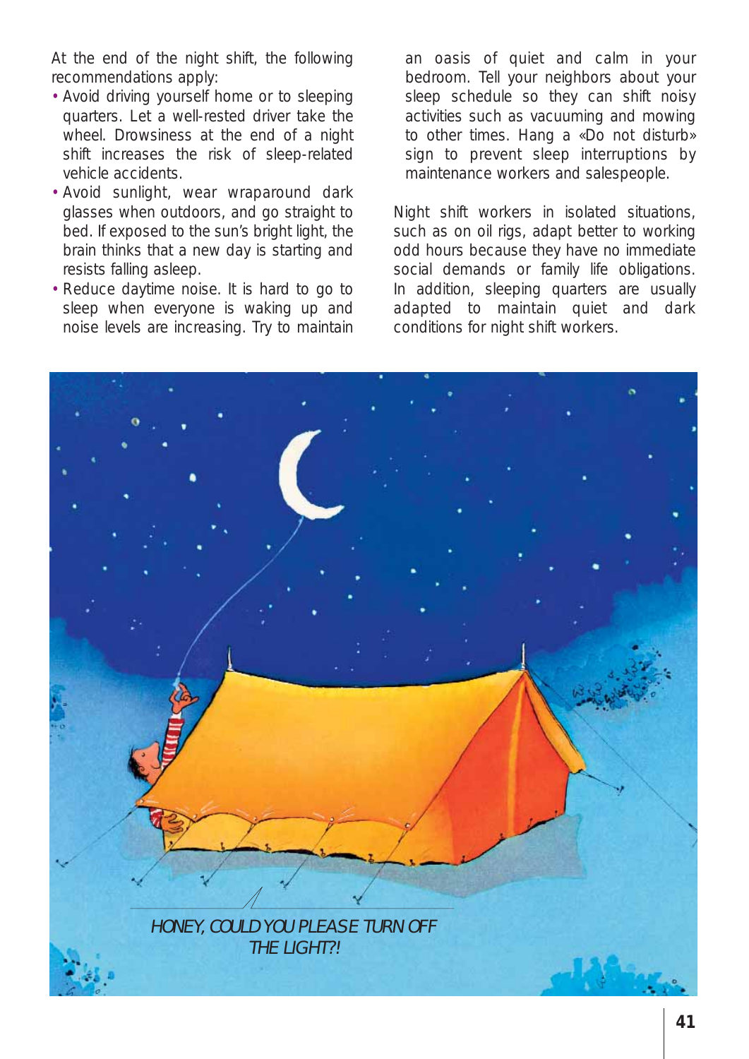At the end of the night shift, the following recommendations apply:

- Avoid driving yourself home or to sleeping quarters. Let a well-rested driver take the wheel. Drowsiness at the end of a night shift increases the risk of sleep-related vehicle accidents.
- Avoid sunlight, wear wraparound dark glasses when outdoors, and go straight to bed. If exposed to the sun's bright light, the brain thinks that a new day is starting and resists falling asleep.
- Reduce daytime noise. It is hard to go to sleep when everyone is waking up and noise levels are increasing. Try to maintain an oasis of quiet and calm in your bedroom. Tell your neighbors about your sleep schedule so they can shift noisy activities such as vacuuming and mowing to other times. Hang a «Do not disturb» sign to prevent sleep interruptions by maintenance workers and salespeople.

Night shift workers in isolated situations, such as on oil rigs, adapt better to working odd hours because they have no immediate social demands or family life obligations. In addition, sleeping quarters are usually adapted to maintain quiet and dark conditions for night shift workers.

*HONEY, COULD YOU PLEASE TURN OFF THE LIGHT?!*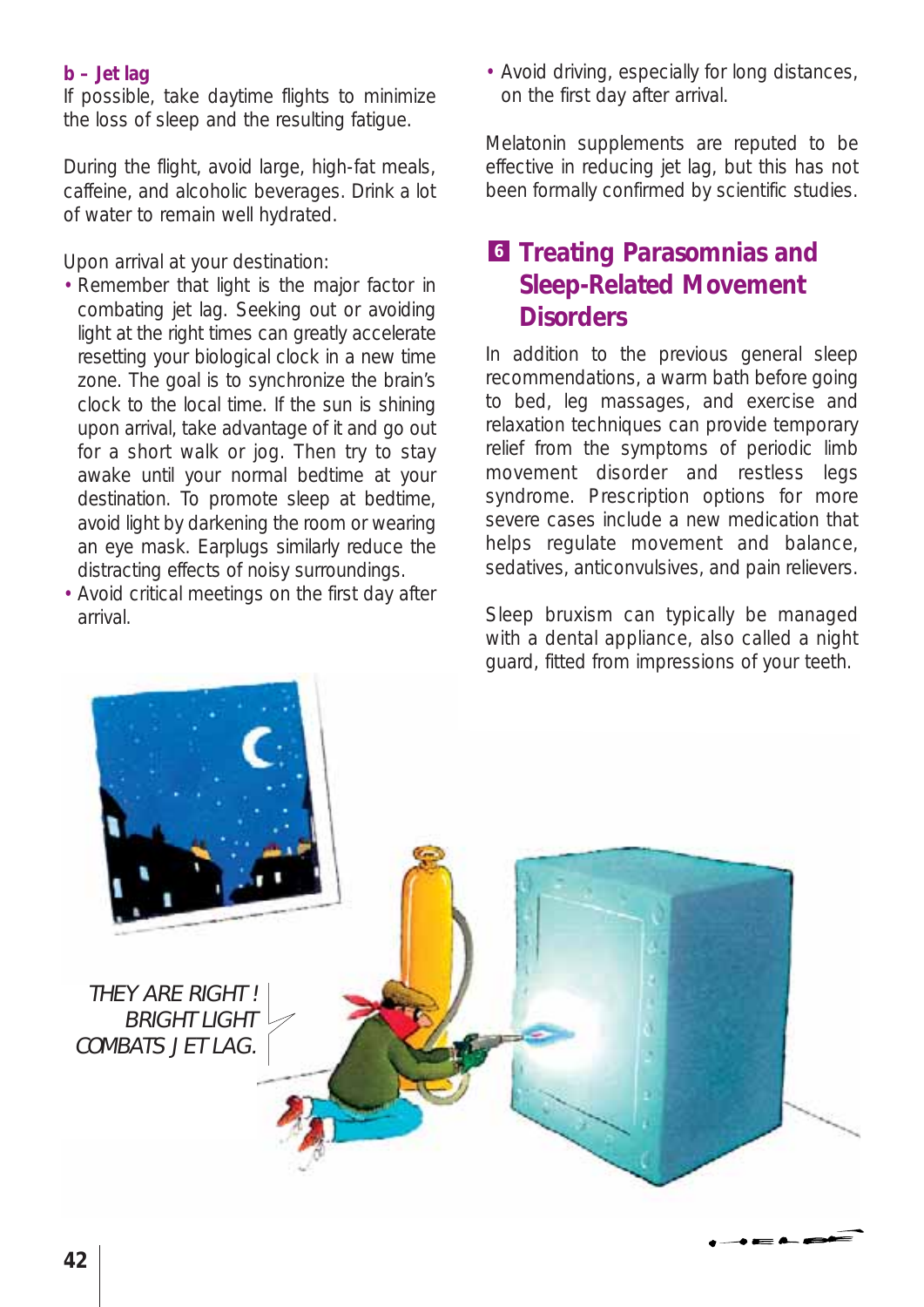### b – Jet lag

If possible, take daytime flights to minimize the loss of sleep and the resulting fatigue.

During the flight, avoid large, high-fat meals, caffeine, and alcoholic beverages. Drink a lot of water to remain well hydrated.

Upon arrival at your destination:

- Remember that light is the major factor in combating jet lag. Seeking out or avoiding light at the right times can greatly accelerate resetting your biological clock in a new time zone. The goal is to synchronize the brain's clock to the local time. If the sun is shining upon arrival, take advantage of it and go out for a short walk or jog. Then try to stay awake until your normal bedtime at your destination. To promote sleep at bedtime, avoid light by darkening the room or wearing an eye mask. Earplugs similarly reduce the distracting effects of noisy surroundings.
- Avoid critical meetings on the first day after arrival.
- Avoid driving, especially for long distances, on the first day after arrival.

Melatonin supplements are reputed to be effective in reducing jet lag, but this has not been formally confirmed by scientific studies.

## 6 Treating Parasomnias and Sleep-Related Movement Disorders

In addition to the previous general sleep recommendations, a warm bath before going to bed, leg massages, and exercise and relaxation techniques can provide temporary relief from the symptoms of periodic limb movement disorder and restless legs syndrome. Prescription options for more severe cases include a new medication that helps regulate movement and balance, sedatives, anticonvulsives, and pain relievers.

Sleep bruxism can typically be managed with a dental appliance, also called a night guard, fitted from impressions of your teeth.

*THEY ARE RIGHT! BRIGHT LIGHT COMBATS JET LAG.*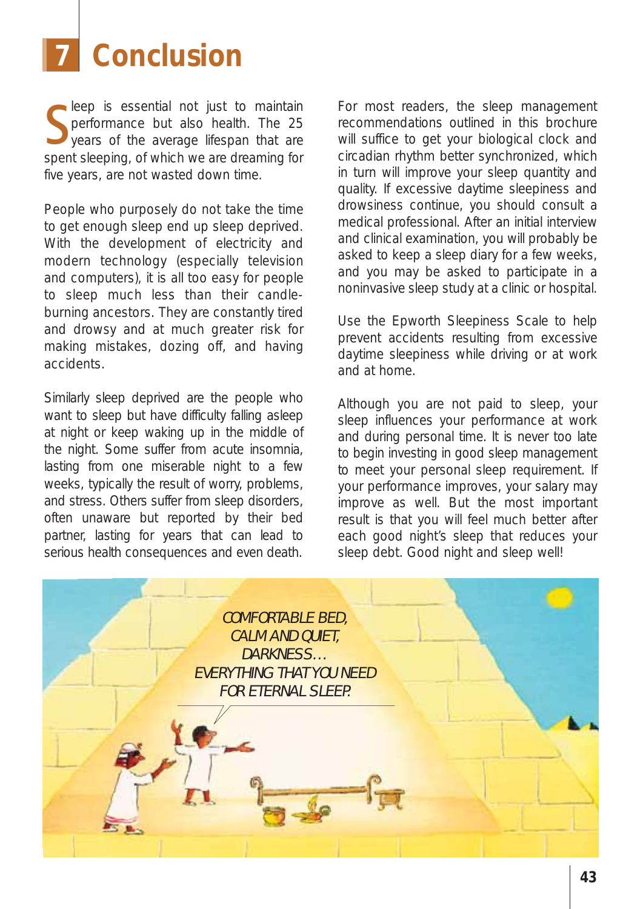# 7 Conclusion

Sleep is essential not just to maintain performance but also health. The 25 years of the average lifespan that are spent sleeping, of which we are dreaming for five years, are not wasted down time.

People who purposely do not take the time to get enough sleep end up sleep deprived. With the development of electricity and modern technology (especially television and computers), it is all too easy for people to sleep much less than their candle-burning ancestors. They are constantly tired and drowsy and at much greater risk for making mistakes, dozing off, and having accidents.

Similarly sleep deprived are the people who want to sleep but have difficulty falling asleep at night or keep waking up in the middle of the night. Some suffer from acute insomnia, lasting from one miserable night to a few weeks, typically the result of worry, problems, and stress. Others suffer from sleep disorders, often unaware but reported by their bed partner, lasting for years that can lead to serious health consequences and even death.

For most readers, the sleep management recommendations outlined in this brochure will suffice to get your biological clock and circadian rhythm better synchronized, which in turn will improve your sleep quantity and quality. If excessive daytime sleepiness and drowsiness continue, you should consult a medical professional. After an initial interview and clinical examination, you will probably be asked to keep a sleep diary for a few weeks, and you may be asked to participate in a noninvasive sleep study at a clinic or hospital.

Use the Epworth Sleepiness Scale to help prevent accidents resulting from excessive daytime sleepiness while driving or at work and at home.

Although you are not paid to sleep, your sleep influences your performance at work and during personal time. It is never too late to begin investing in good sleep management to meet your personal sleep requirement. If your performance improves, your salary may improve as well. But the most important result is that you will feel much better after each good night's sleep that reduces your sleep debt. Good night and sleep well!

*COMFORTABLE BED, CALM AND QUIET, DARKNESS… EVERYTHING THAT YOU NEED FOR ETERNAL SLEEP.*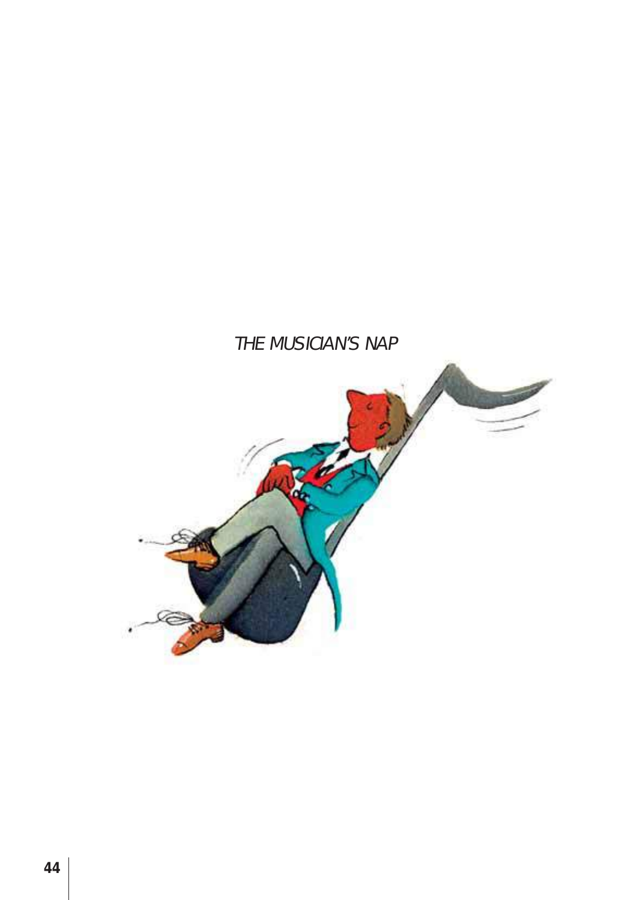*THE MUSICIAN'S NAP*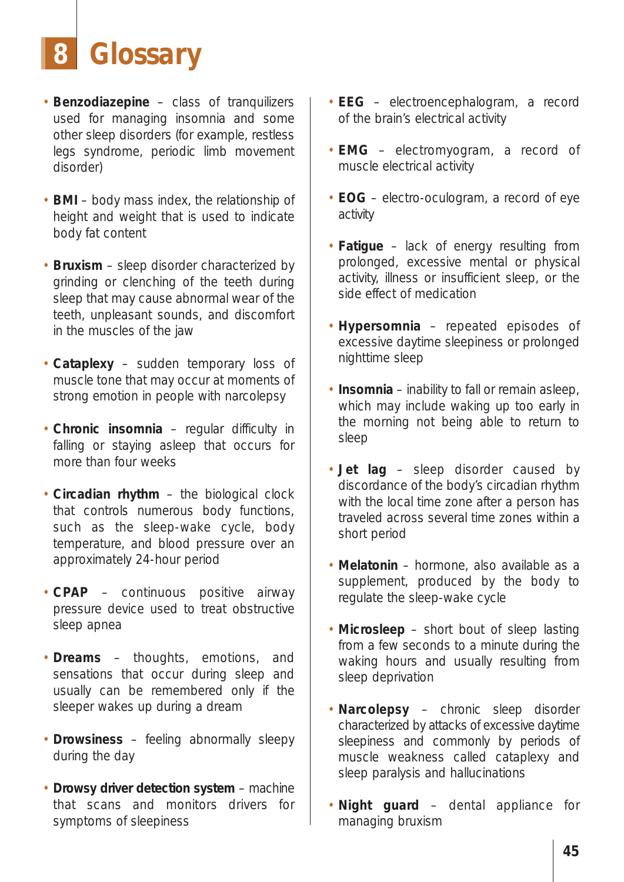# 8 Glossary

- **Benzodiazepine** – class of tranquilizers used for managing insomnia and some other sleep disorders (for example, restless legs syndrome, periodic limb movement disorder)

- **BMI** – body mass index, the relationship of height and weight that is used to indicate body fat content

- **Bruxism** – sleep disorder characterized by grinding or clenching of the teeth during sleep that may cause abnormal wear of the teeth, unpleasant sounds, and discomfort in the muscles of the jaw

- **Cataplexy** – sudden temporary loss of muscle tone that may occur at moments of strong emotion in people with narcolepsy

- **Chronic insomnia** – regular difficulty in falling or staying asleep that occurs for more than four weeks

- **Circadian rhythm** – the biological clock that controls numerous body functions, such as the sleep-wake cycle, body temperature, and blood pressure over an approximately 24-hour period

- **CPAP** – continuous positive airway pressure device used to treat obstructive sleep apnea

- **Dreams** – thoughts, emotions, and sensations that occur during sleep and usually can be remembered only if the sleeper wakes up during a dream

- **Drowsiness** – feeling abnormally sleepy during the day

- **Drowsy driver detection system** – machine that scans and monitors drivers for symptoms of sleepiness

- **EEG** – electroencephalogram, a record of the brain's electrical activity

- **EMG** – electromyogram, a record of muscle electrical activity

- **EOG** – electro-oculogram, a record of eye activity

- **Fatigue** – lack of energy resulting from prolonged, excessive mental or physical activity, illness or insufficient sleep, or the side effect of medication

- **Hypersomnia** – repeated episodes of excessive daytime sleepiness or prolonged nighttime sleep

- **Insomnia** – inability to fall or remain asleep, which may include waking up too early in the morning not being able to return to sleep

- **Jet lag** – sleep disorder caused by discordance of the body's circadian rhythm with the local time zone after a person has traveled across several time zones within a short period

- **Melatonin** – hormone, also available as a supplement, produced by the body to regulate the sleep-wake cycle

- **Microsleep** – short bout of sleep lasting from a few seconds to a minute during the waking hours and usually resulting from sleep deprivation

- **Narcolepsy** – chronic sleep disorder characterized by attacks of excessive daytime sleepiness and commonly by periods of muscle weakness called cataplexy and sleep paralysis and hallucinations

- **Night guard** – dental appliance for managing bruxism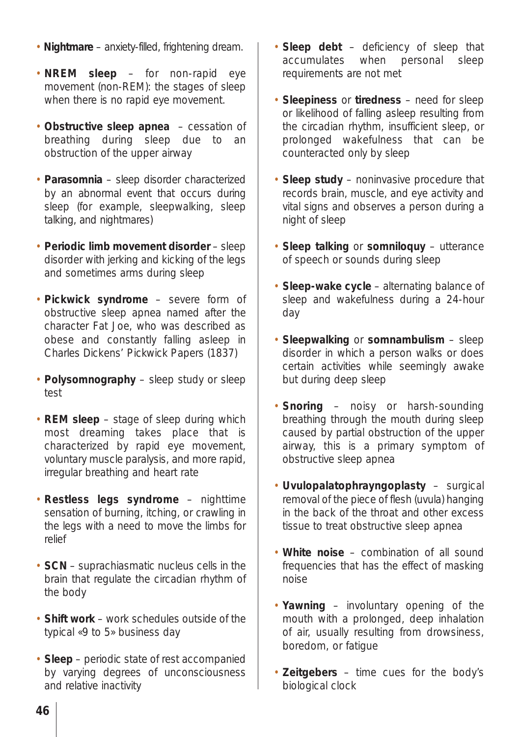- **Nightmare** – anxiety-filled, frightening dream.
- **NREM sleep** – for non-rapid eye movement (non-REM): the stages of sleep when there is no rapid eye movement.
- **Obstructive sleep apnea** – cessation of breathing during sleep due to an obstruction of the upper airway
- **Parasomnia** – sleep disorder characterized by an abnormal event that occurs during sleep (for example, sleepwalking, sleep talking, and nightmares)
- **Periodic limb movement disorder** – sleep disorder with jerking and kicking of the legs and sometimes arms during sleep
- **Pickwick syndrome** – severe form of obstructive sleep apnea named after the character Fat Joe, who was described as obese and constantly falling asleep in Charles Dickens' Pickwick Papers (1837)
- **Polysomnography** – sleep study or sleep test
- **REM sleep** – stage of sleep during which most dreaming takes place that is characterized by rapid eye movement, voluntary muscle paralysis, and more rapid, irregular breathing and heart rate
- **Restless legs syndrome** – nighttime sensation of burning, itching, or crawling in the legs with a need to move the limbs for relief
- **SCN** – suprachiasmatic nucleus cells in the brain that regulate the circadian rhythm of the body
- **Shift work** – work schedules outside of the typical «9 to 5» business day
- **Sleep** – periodic state of rest accompanied by varying degrees of unconsciousness and relative inactivity
- **Sleep debt** – deficiency of sleep that accumulates when personal sleep requirements are not met
- **Sleepiness** or **tiredness** – need for sleep or likelihood of falling asleep resulting from the circadian rhythm, insufficient sleep, or prolonged wakefulness that can be counteracted only by sleep
- **Sleep study** – noninvasive procedure that records brain, muscle, and eye activity and vital signs and observes a person during a night of sleep
- **Sleep talking** or **somniloquy** – utterance of speech or sounds during sleep
- **Sleep-wake cycle** – alternating balance of sleep and wakefulness during a 24-hour day
- **Sleepwalking** or **somnambulism** – sleep disorder in which a person walks or does certain activities while seemingly awake but during deep sleep
- **Snoring** – noisy or harsh-sounding breathing through the mouth during sleep caused by partial obstruction of the upper airway, this is a primary symptom of obstructive sleep apnea
- **Uvulopalatophrayngoplasty** – surgical removal of the piece of flesh (uvula) hanging in the back of the throat and other excess tissue to treat obstructive sleep apnea
- **White noise** – combination of all sound frequencies that has the effect of masking noise
- **Yawning** – involuntary opening of the mouth with a prolonged, deep inhalation of air, usually resulting from drowsiness, boredom, or fatigue
- **Zeitgebers** – time cues for the body's biological clock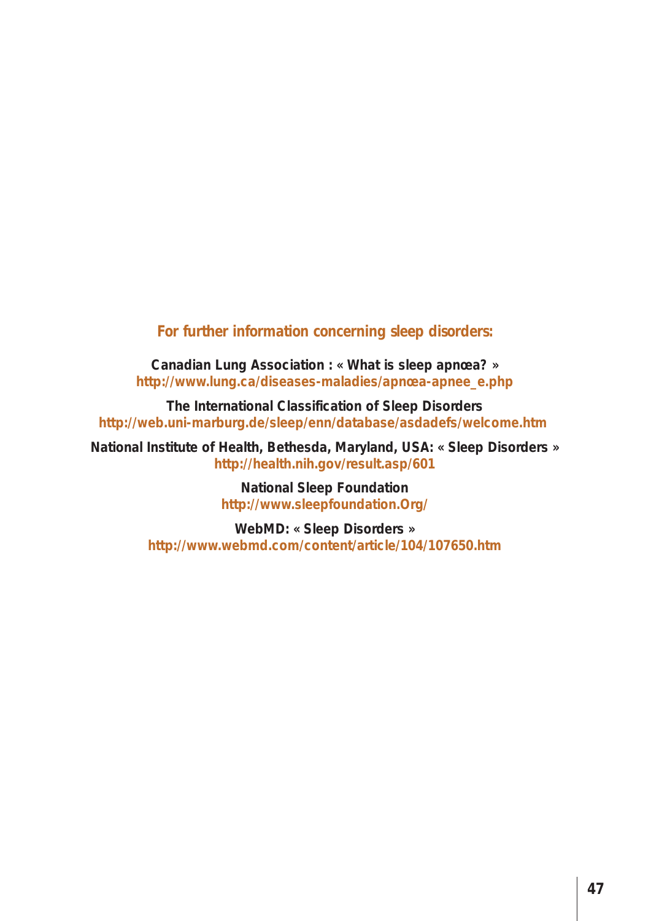## For further information concerning sleep disorders:

**Canadian Lung Association : « What is sleep apnœa? »**
**http://www.lung.ca/diseases-maladies/apnœa-apnee_e.php**

**The International Classification of Sleep Disorders**
**http://web.uni-marburg.de/sleep/enn/database/asdadefs/welcome.htm**

**National Institute of Health, Bethesda, Maryland, USA: « Sleep Disorders »**
**http://health.nih.gov/result.asp/601**

**National Sleep Foundation**
**http://www.sleepfoundation.Org/**

**WebMD: « Sleep Disorders »**
**http://www.webmd.com/content/article/104/107650.htm**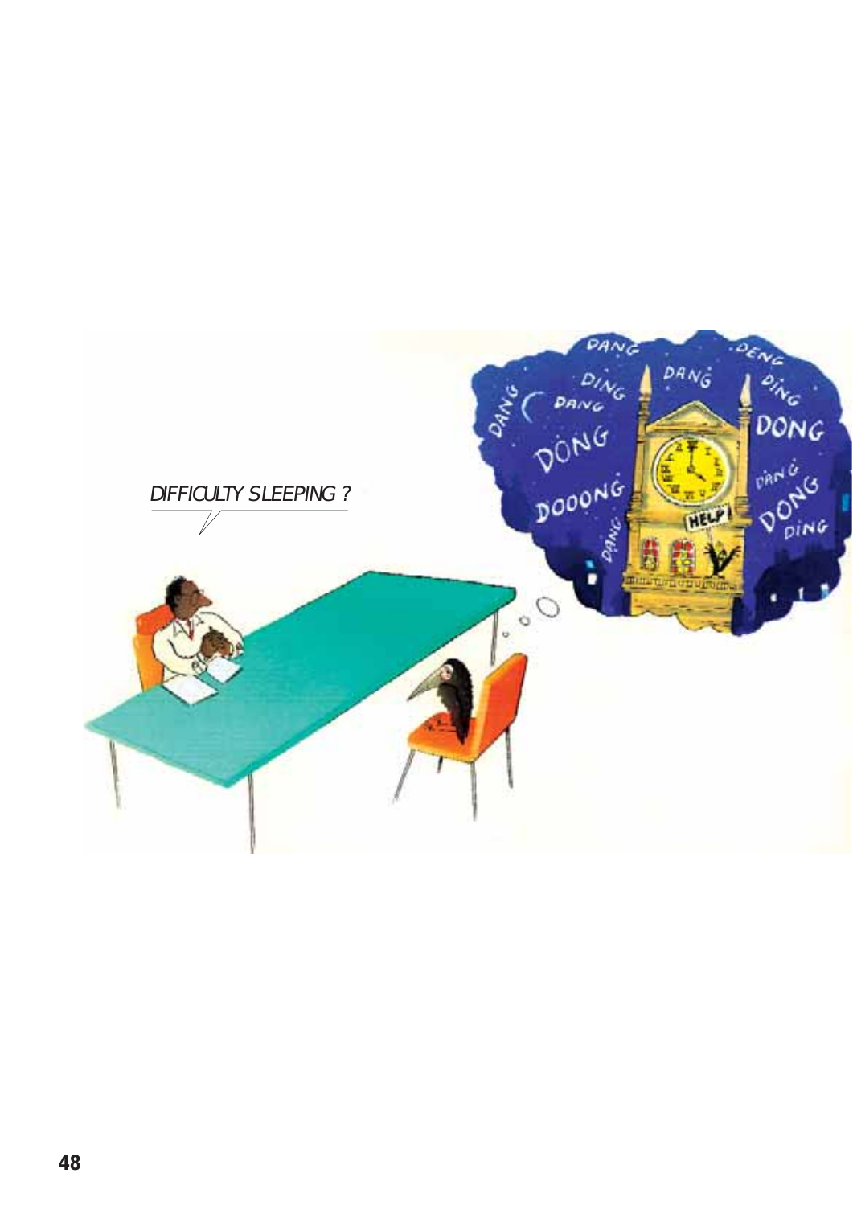*DIFFICULTY SLEEPING ?*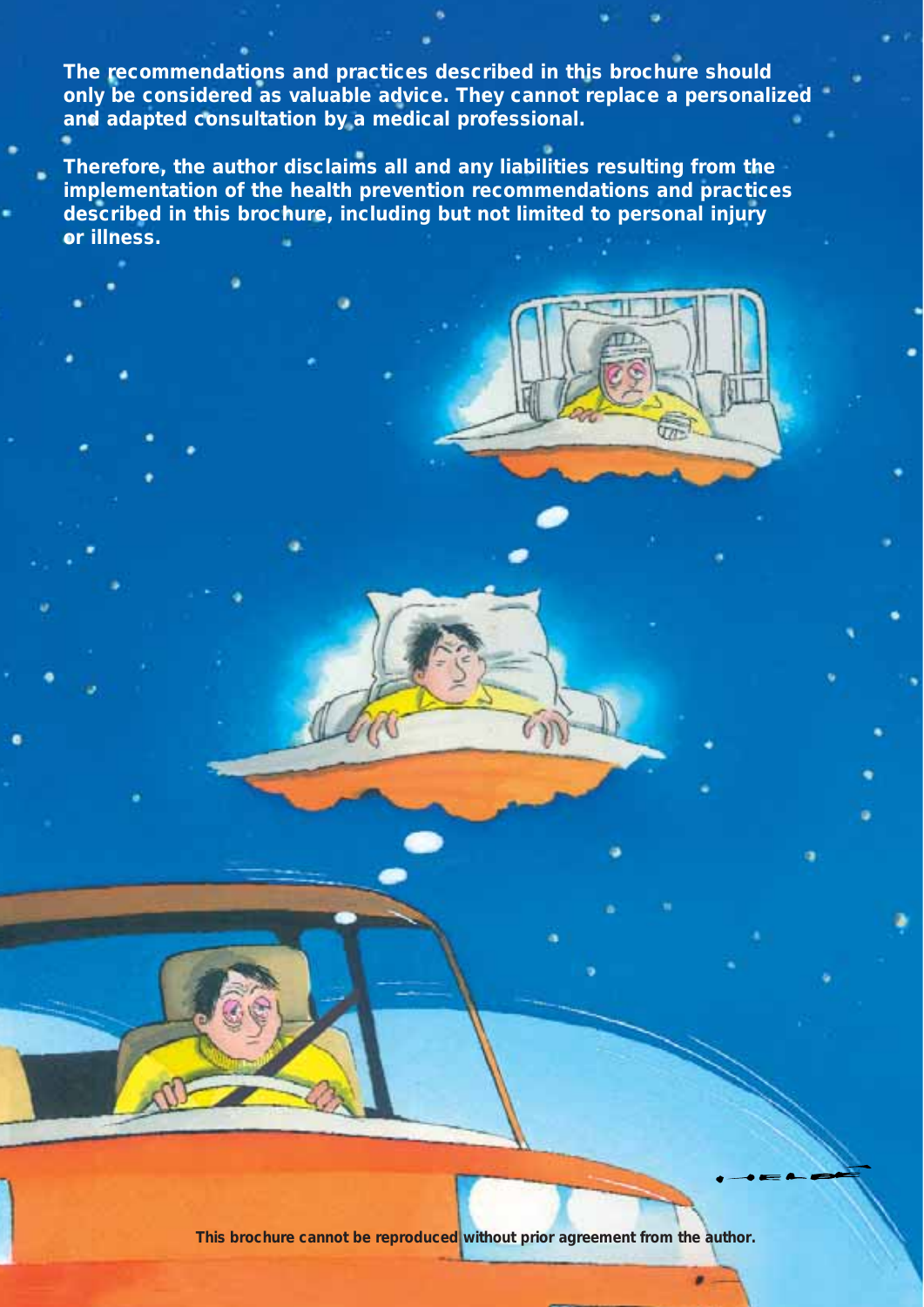**The recommendations and practices described in this brochure should only be considered as valuable advice. They cannot replace a personalized and adapted consultation by a medical professional.**

**Therefore, the author disclaims all and any liabilities resulting from the implementation of the health prevention recommendations and practices described in this brochure, including but not limited to personal injury or illness.**

**This brochure cannot be reproduced without prior agreement from the author.**